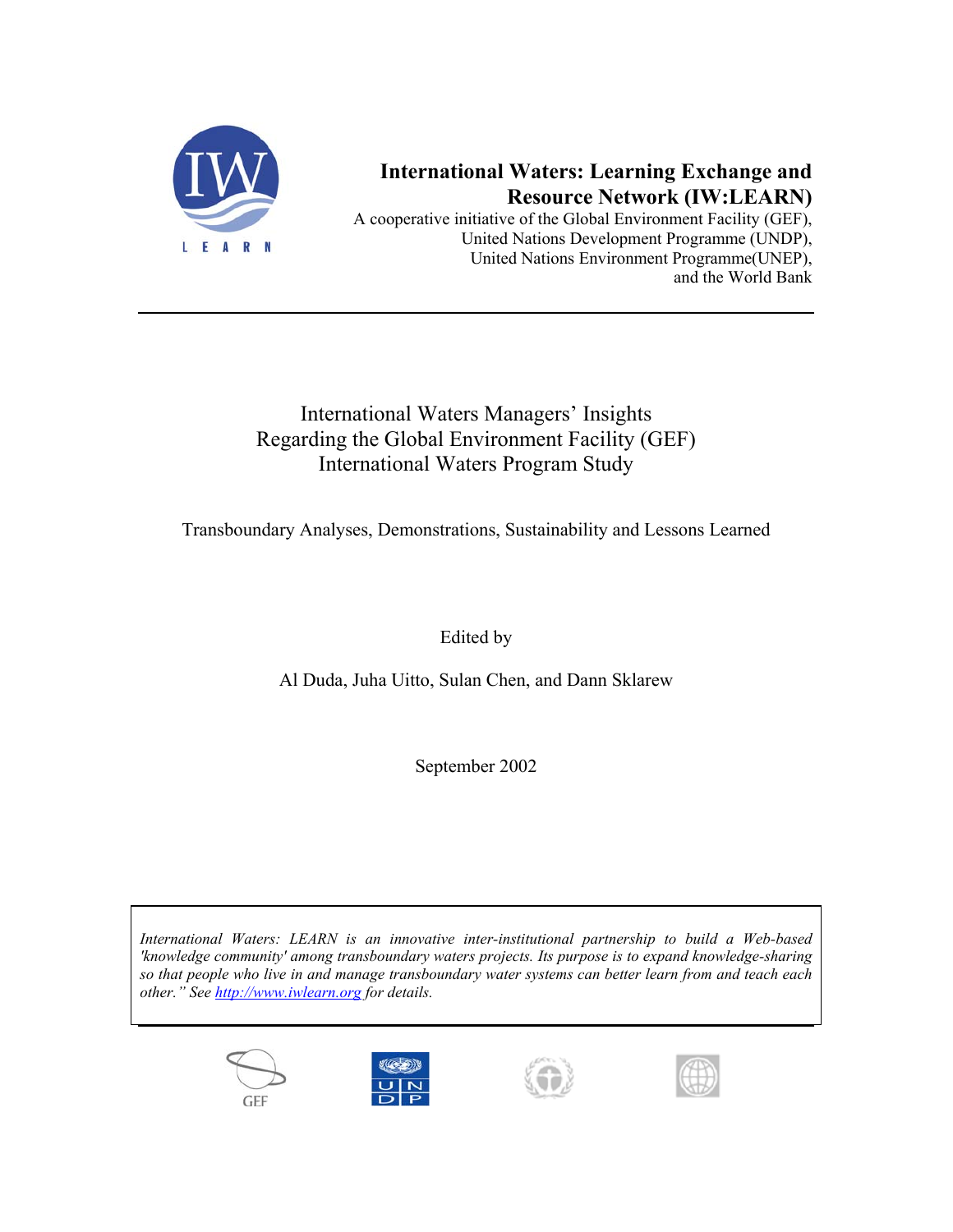**International Waters: Learning Exchange and Resource Network (IW:LEARN)**

A cooperative initiative of the Global Environment Facility (GEF), United Nations Development Programme (UNDP), United Nations Environment Programme(UNEP), and the World Bank

---

# International Waters Managers' Insights Regarding the Global Environment Facility (GEF) International Waters Program Study

## Transboundary Analyses, Demonstrations, Sustainability and Lessons Learned

Edited by

Al Duda, Juha Uitto, Sulan Chen, and Dann Sklarew

September 2002

*International Waters: LEARN is an innovative inter-institutional partnership to build a Web-based 'knowledge community' among transboundary waters projects. Its purpose is to expand knowledge-sharing so that people who live in and manage transboundary water systems can better learn from and teach each other." See http://www.iwlearn.org for details.*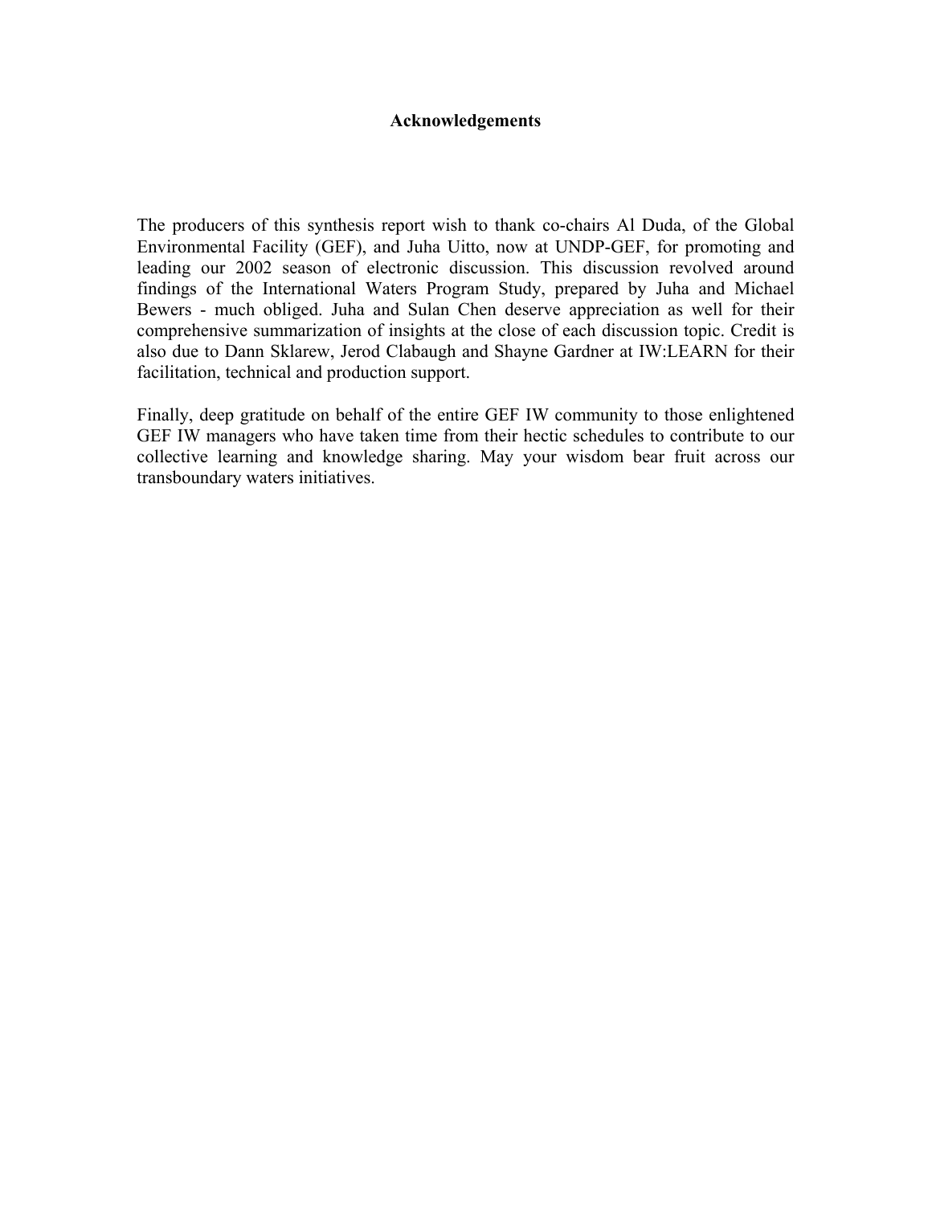# Acknowledgements

The producers of this synthesis report wish to thank co-chairs Al Duda, of the Global Environmental Facility (GEF), and Juha Uitto, now at UNDP-GEF, for promoting and leading our 2002 season of electronic discussion. This discussion revolved around findings of the International Waters Program Study, prepared by Juha and Michael Bewers - much obliged. Juha and Sulan Chen deserve appreciation as well for their comprehensive summarization of insights at the close of each discussion topic. Credit is also due to Dann Sklarew, Jerod Clabaugh and Shayne Gardner at IW:LEARN for their facilitation, technical and production support.

Finally, deep gratitude on behalf of the entire GEF IW community to those enlightened GEF IW managers who have taken time from their hectic schedules to contribute to our collective learning and knowledge sharing. May your wisdom bear fruit across our transboundary waters initiatives.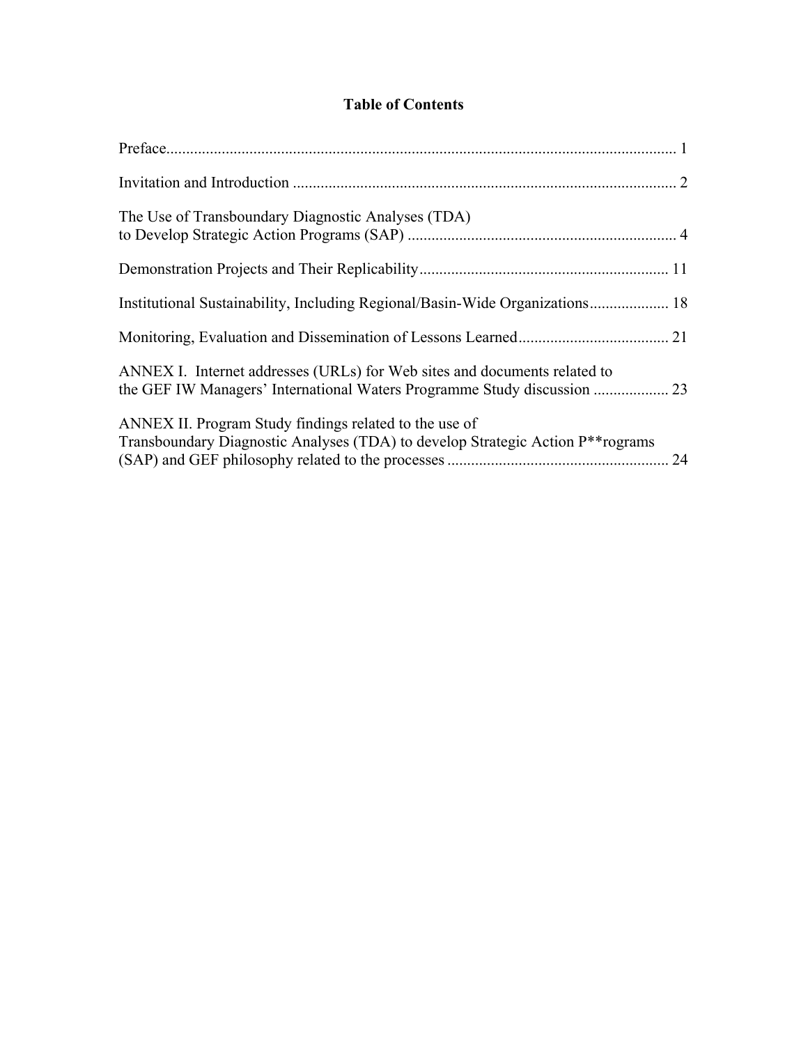# Table of Contents

Preface................................................................................................................................ 1

Invitation and Introduction ................................................................................................ 2

The Use of Transboundary Diagnostic Analyses (TDA)
to Develop Strategic Action Programs (SAP) ................................................................... 4

Demonstration Projects and Their Replicability............................................................... 11

Institutional Sustainability, Including Regional/Basin-Wide Organizations.................... 18

Monitoring, Evaluation and Dissemination of Lessons Learned...................................... 21

ANNEX I. Internet addresses (URLs) for Web sites and documents related to
the GEF IW Managers' International Waters Programme Study discussion ................... 23

ANNEX II. Program Study findings related to the use of
Transboundary Diagnostic Analyses (TDA) to develop Strategic Action P**rograms
(SAP) and GEF philosophy related to the processes ........................................................ 24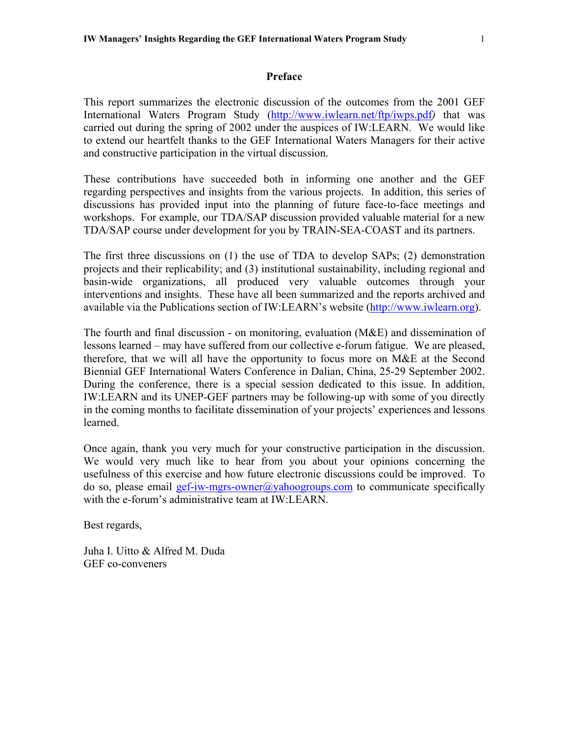## Preface

This report summarizes the electronic discussion of the outcomes from the 2001 GEF International Waters Program Study (http://www.iwlearn.net/ftp/iwps.pdf) that was carried out during the spring of 2002 under the auspices of IW:LEARN. We would like to extend our heartfelt thanks to the GEF International Waters Managers for their active and constructive participation in the virtual discussion.

These contributions have succeeded both in informing one another and the GEF regarding perspectives and insights from the various projects. In addition, this series of discussions has provided input into the planning of future face-to-face meetings and workshops. For example, our TDA/SAP discussion provided valuable material for a new TDA/SAP course under development for you by TRAIN-SEA-COAST and its partners.

The first three discussions on (1) the use of TDA to develop SAPs; (2) demonstration projects and their replicability; and (3) institutional sustainability, including regional and basin-wide organizations, all produced very valuable outcomes through your interventions and insights. These have all been summarized and the reports archived and available via the Publications section of IW:LEARN's website (http://www.iwlearn.org).

The fourth and final discussion - on monitoring, evaluation (M&E) and dissemination of lessons learned – may have suffered from our collective e-forum fatigue. We are pleased, therefore, that we will all have the opportunity to focus more on M&E at the Second Biennial GEF International Waters Conference in Dalian, China, 25-29 September 2002. During the conference, there is a special session dedicated to this issue. In addition, IW:LEARN and its UNEP-GEF partners may be following-up with some of you directly in the coming months to facilitate dissemination of your projects' experiences and lessons learned.

Once again, thank you very much for your constructive participation in the discussion. We would very much like to hear from you about your opinions concerning the usefulness of this exercise and how future electronic discussions could be improved. To do so, please email gef-iw-mgrs-owner@yahoogroups.com to communicate specifically with the e-forum's administrative team at IW:LEARN.

Best regards,

Juha I. Uitto & Alfred M. Duda
GEF co-conveners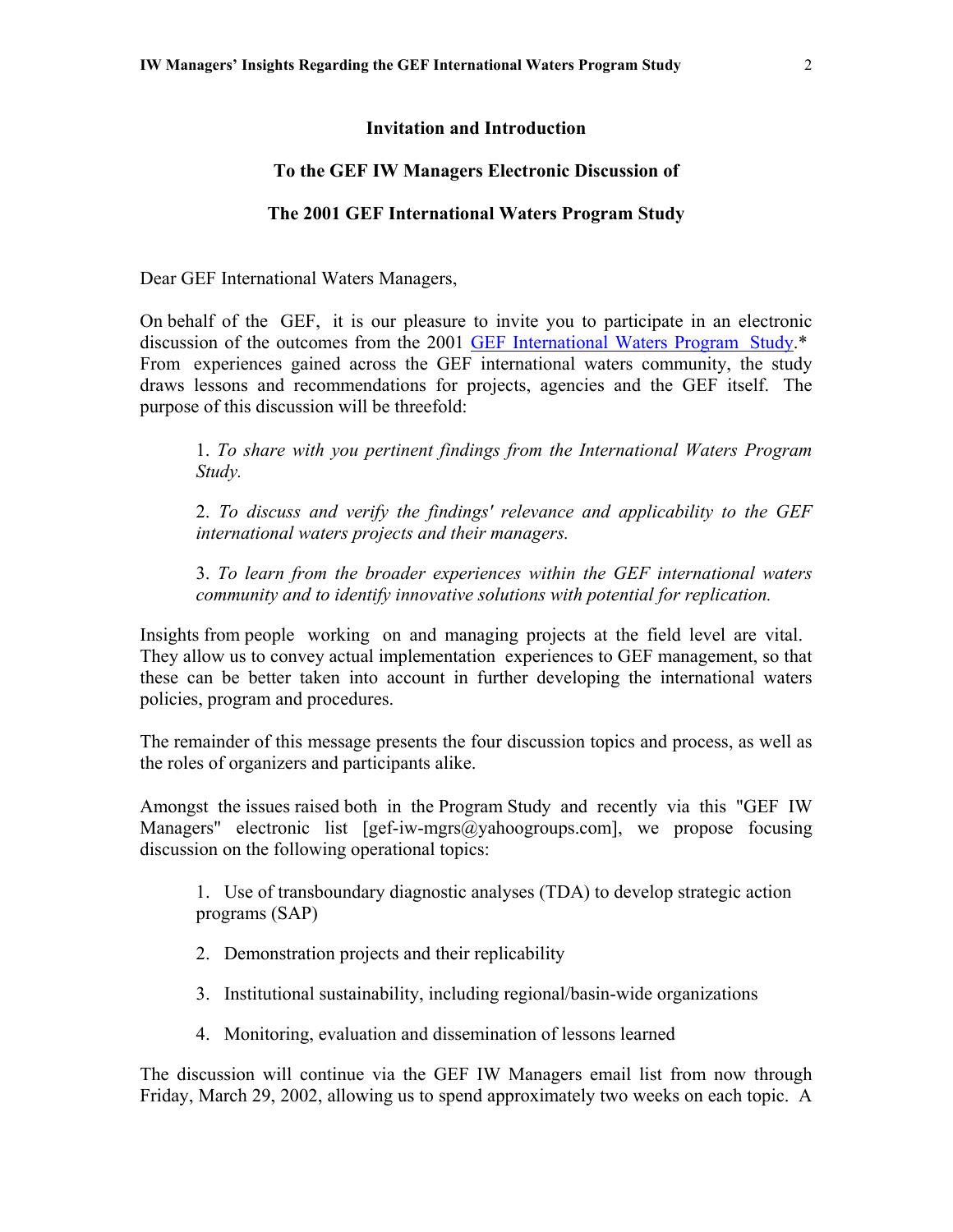**Invitation and Introduction**

**To the GEF IW Managers Electronic Discussion of**

**The 2001 GEF International Waters Program Study**

Dear GEF International Waters Managers,

On behalf of the GEF, it is our pleasure to invite you to participate in an electronic discussion of the outcomes from the 2001 GEF International Waters Program Study.* From experiences gained across the GEF international waters community, the study draws lessons and recommendations for projects, agencies and the GEF itself. The purpose of this discussion will be threefold:

1. *To share with you pertinent findings from the International Waters Program Study.*

2. *To discuss and verify the findings' relevance and applicability to the GEF international waters projects and their managers.*

3. *To learn from the broader experiences within the GEF international waters community and to identify innovative solutions with potential for replication.*

Insights from people working on and managing projects at the field level are vital. They allow us to convey actual implementation experiences to GEF management, so that these can be better taken into account in further developing the international waters policies, program and procedures.

The remainder of this message presents the four discussion topics and process, as well as the roles of organizers and participants alike.

Amongst the issues raised both in the Program Study and recently via this "GEF IW Managers" electronic list [gef-iw-mgrs@yahoogroups.com], we propose focusing discussion on the following operational topics:

1. Use of transboundary diagnostic analyses (TDA) to develop strategic action programs (SAP)

2. Demonstration projects and their replicability

3. Institutional sustainability, including regional/basin-wide organizations

4. Monitoring, evaluation and dissemination of lessons learned

The discussion will continue via the GEF IW Managers email list from now through Friday, March 29, 2002, allowing us to spend approximately two weeks on each topic. A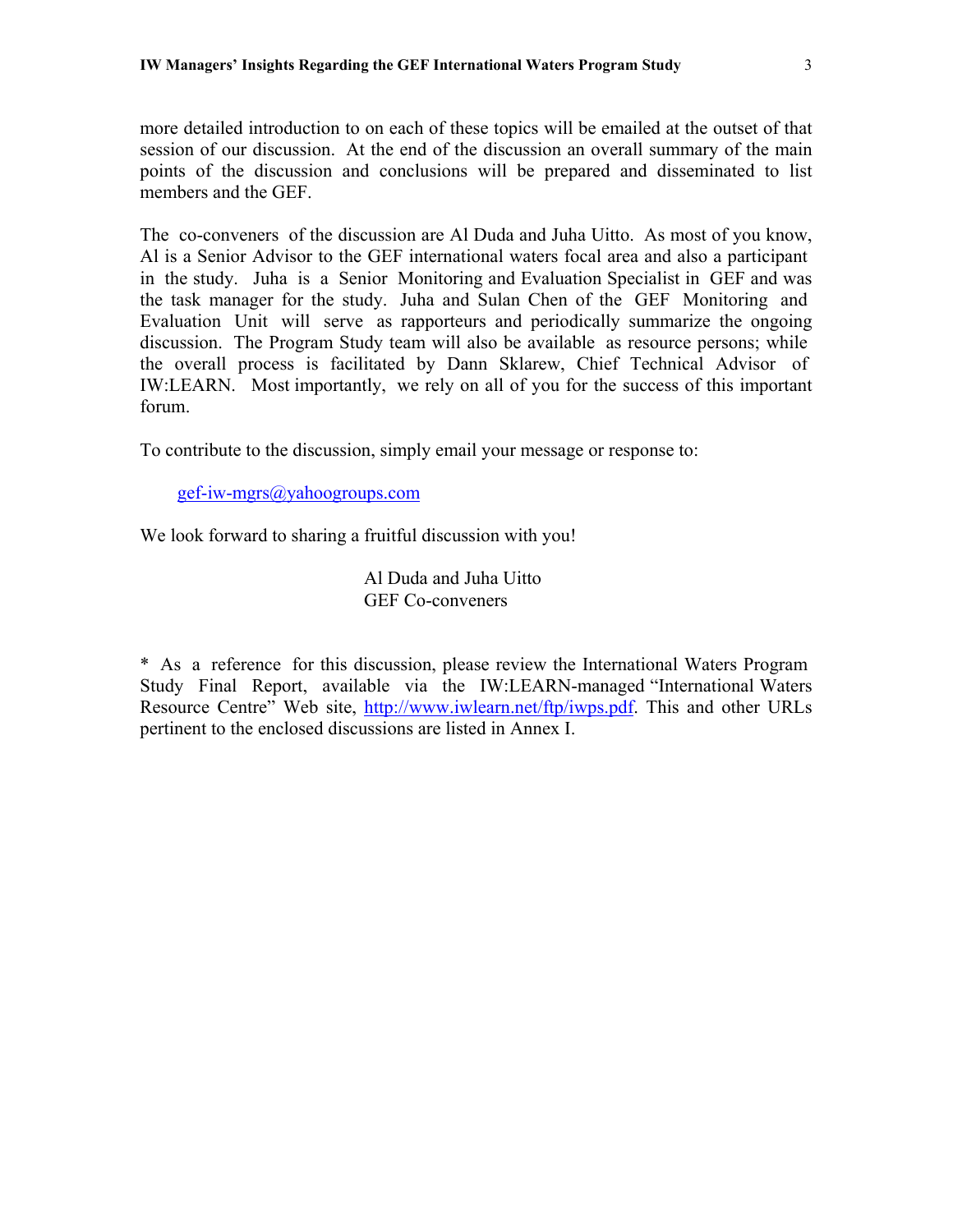more detailed introduction to on each of these topics will be emailed at the outset of that session of our discussion. At the end of the discussion an overall summary of the main points of the discussion and conclusions will be prepared and disseminated to list members and the GEF.

The co-conveners of the discussion are Al Duda and Juha Uitto. As most of you know, Al is a Senior Advisor to the GEF international waters focal area and also a participant in the study. Juha is a Senior Monitoring and Evaluation Specialist in GEF and was the task manager for the study. Juha and Sulan Chen of the GEF Monitoring and Evaluation Unit will serve as rapporteurs and periodically summarize the ongoing discussion. The Program Study team will also be available as resource persons; while the overall process is facilitated by Dann Sklarew, Chief Technical Advisor of IW:LEARN. Most importantly, we rely on all of you for the success of this important forum.

To contribute to the discussion, simply email your message or response to:

gef-iw-mgrs@yahoogroups.com

We look forward to sharing a fruitful discussion with you!

Al Duda and Juha Uitto
GEF Co-conveners

* As a reference for this discussion, please review the International Waters Program Study Final Report, available via the IW:LEARN-managed "International Waters Resource Centre" Web site, http://www.iwlearn.net/ftp/iwps.pdf. This and other URLs pertinent to the enclosed discussions are listed in Annex I.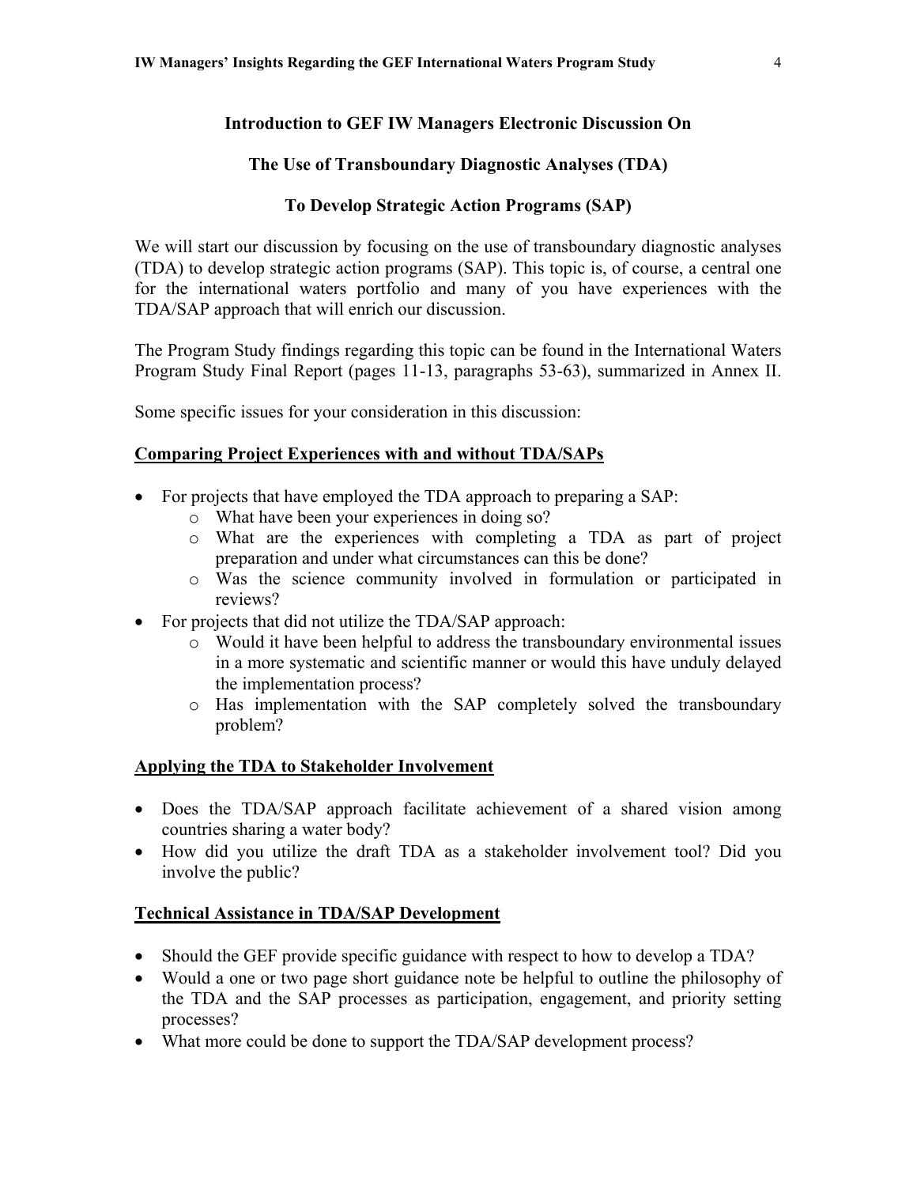## Introduction to GEF IW Managers Electronic Discussion On

## The Use of Transboundary Diagnostic Analyses (TDA)

## To Develop Strategic Action Programs (SAP)

We will start our discussion by focusing on the use of transboundary diagnostic analyses (TDA) to develop strategic action programs (SAP). This topic is, of course, a central one for the international waters portfolio and many of you have experiences with the TDA/SAP approach that will enrich our discussion.

The Program Study findings regarding this topic can be found in the International Waters Program Study Final Report (pages 11-13, paragraphs 53-63), summarized in Annex II.

Some specific issues for your consideration in this discussion:

**Comparing Project Experiences with and without TDA/SAPs**

- For projects that have employed the TDA approach to preparing a SAP:
  - What have been your experiences in doing so?
  - What are the experiences with completing a TDA as part of project preparation and under what circumstances can this be done?
  - Was the science community involved in formulation or participated in reviews?
- For projects that did not utilize the TDA/SAP approach:
  - Would it have been helpful to address the transboundary environmental issues in a more systematic and scientific manner or would this have unduly delayed the implementation process?
  - Has implementation with the SAP completely solved the transboundary problem?

**Applying the TDA to Stakeholder Involvement**

- Does the TDA/SAP approach facilitate achievement of a shared vision among countries sharing a water body?
- How did you utilize the draft TDA as a stakeholder involvement tool? Did you involve the public?

**Technical Assistance in TDA/SAP Development**

- Should the GEF provide specific guidance with respect to how to develop a TDA?
- Would a one or two page short guidance note be helpful to outline the philosophy of the TDA and the SAP processes as participation, engagement, and priority setting processes?
- What more could be done to support the TDA/SAP development process?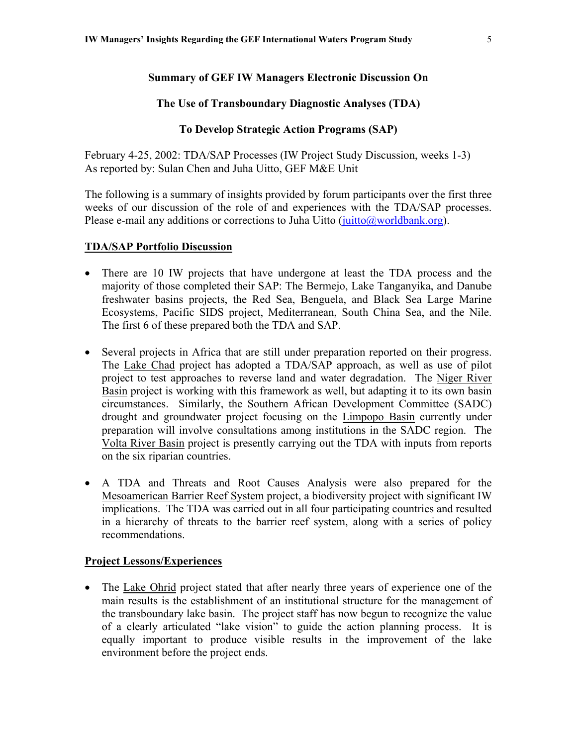**Summary of GEF IW Managers Electronic Discussion On**

**The Use of Transboundary Diagnostic Analyses (TDA)**

**To Develop Strategic Action Programs (SAP)**

February 4-25, 2002: TDA/SAP Processes (IW Project Study Discussion, weeks 1-3)
As reported by: Sulan Chen and Juha Uitto, GEF M&E Unit

The following is a summary of insights provided by forum participants over the first three weeks of our discussion of the role of and experiences with the TDA/SAP processes. Please e-mail any additions or corrections to Juha Uitto (juitto@worldbank.org).

**TDA/SAP Portfolio Discussion**

- There are 10 IW projects that have undergone at least the TDA process and the majority of those completed their SAP: The Bermejo, Lake Tanganyika, and Danube freshwater basins projects, the Red Sea, Benguela, and Black Sea Large Marine Ecosystems, Pacific SIDS project, Mediterranean, South China Sea, and the Nile. The first 6 of these prepared both the TDA and SAP.

- Several projects in Africa that are still under preparation reported on their progress. The Lake Chad project has adopted a TDA/SAP approach, as well as use of pilot project to test approaches to reverse land and water degradation. The Niger River Basin project is working with this framework as well, but adapting it to its own basin circumstances. Similarly, the Southern African Development Committee (SADC) drought and groundwater project focusing on the Limpopo Basin currently under preparation will involve consultations among institutions in the SADC region. The Volta River Basin project is presently carrying out the TDA with inputs from reports on the six riparian countries.

- A TDA and Threats and Root Causes Analysis were also prepared for the Mesoamerican Barrier Reef System project, a biodiversity project with significant IW implications. The TDA was carried out in all four participating countries and resulted in a hierarchy of threats to the barrier reef system, along with a series of policy recommendations.

**Project Lessons/Experiences**

- The Lake Ohrid project stated that after nearly three years of experience one of the main results is the establishment of an institutional structure for the management of the transboundary lake basin. The project staff has now begun to recognize the value of a clearly articulated "lake vision" to guide the action planning process. It is equally important to produce visible results in the improvement of the lake environment before the project ends.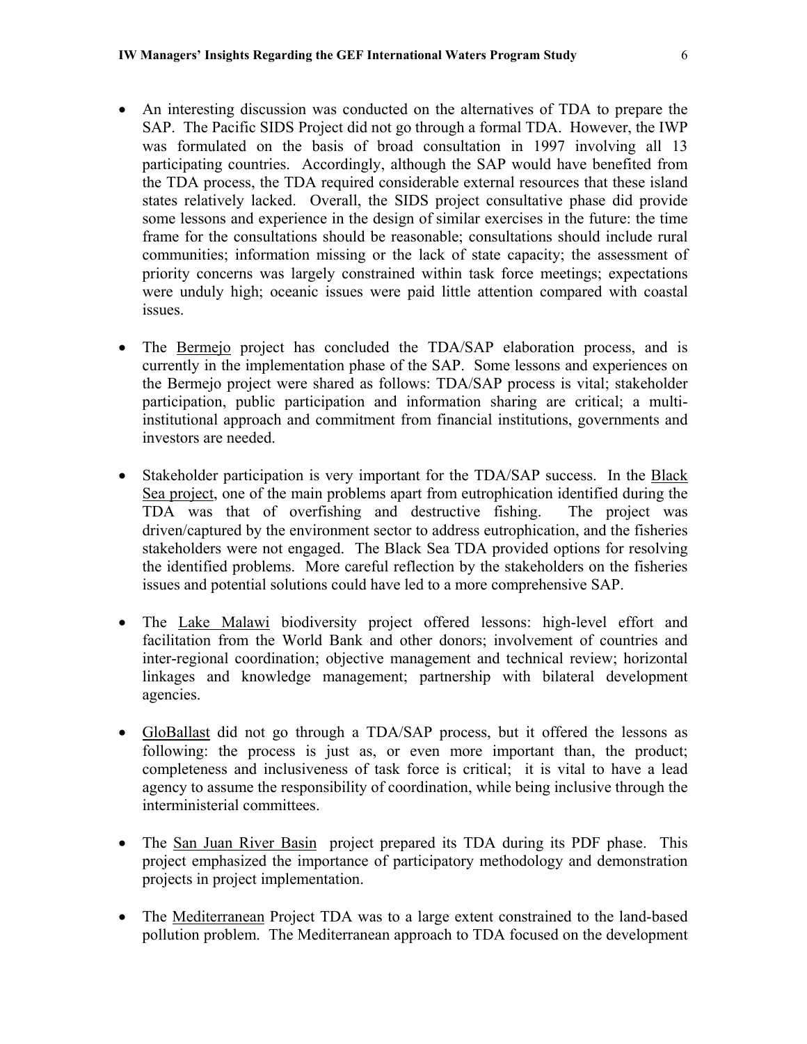- An interesting discussion was conducted on the alternatives of TDA to prepare the SAP. The Pacific SIDS Project did not go through a formal TDA. However, the IWP was formulated on the basis of broad consultation in 1997 involving all 13 participating countries. Accordingly, although the SAP would have benefited from the TDA process, the TDA required considerable external resources that these island states relatively lacked. Overall, the SIDS project consultative phase did provide some lessons and experience in the design of similar exercises in the future: the time frame for the consultations should be reasonable; consultations should include rural communities; information missing or the lack of state capacity; the assessment of priority concerns was largely constrained within task force meetings; expectations were unduly high; oceanic issues were paid little attention compared with coastal issues.

- The Bermejo project has concluded the TDA/SAP elaboration process, and is currently in the implementation phase of the SAP. Some lessons and experiences on the Bermejo project were shared as follows: TDA/SAP process is vital; stakeholder participation, public participation and information sharing are critical; a multi-institutional approach and commitment from financial institutions, governments and investors are needed.

- Stakeholder participation is very important for the TDA/SAP success. In the Black Sea project, one of the main problems apart from eutrophication identified during the TDA was that of overfishing and destructive fishing. The project was driven/captured by the environment sector to address eutrophication, and the fisheries stakeholders were not engaged. The Black Sea TDA provided options for resolving the identified problems. More careful reflection by the stakeholders on the fisheries issues and potential solutions could have led to a more comprehensive SAP.

- The Lake Malawi biodiversity project offered lessons: high-level effort and facilitation from the World Bank and other donors; involvement of countries and inter-regional coordination; objective management and technical review; horizontal linkages and knowledge management; partnership with bilateral development agencies.

- GloBallast did not go through a TDA/SAP process, but it offered the lessons as following: the process is just as, or even more important than, the product; completeness and inclusiveness of task force is critical; it is vital to have a lead agency to assume the responsibility of coordination, while being inclusive through the interministerial committees.

- The San Juan River Basin project prepared its TDA during its PDF phase. This project emphasized the importance of participatory methodology and demonstration projects in project implementation.

- The Mediterranean Project TDA was to a large extent constrained to the land-based pollution problem. The Mediterranean approach to TDA focused on the development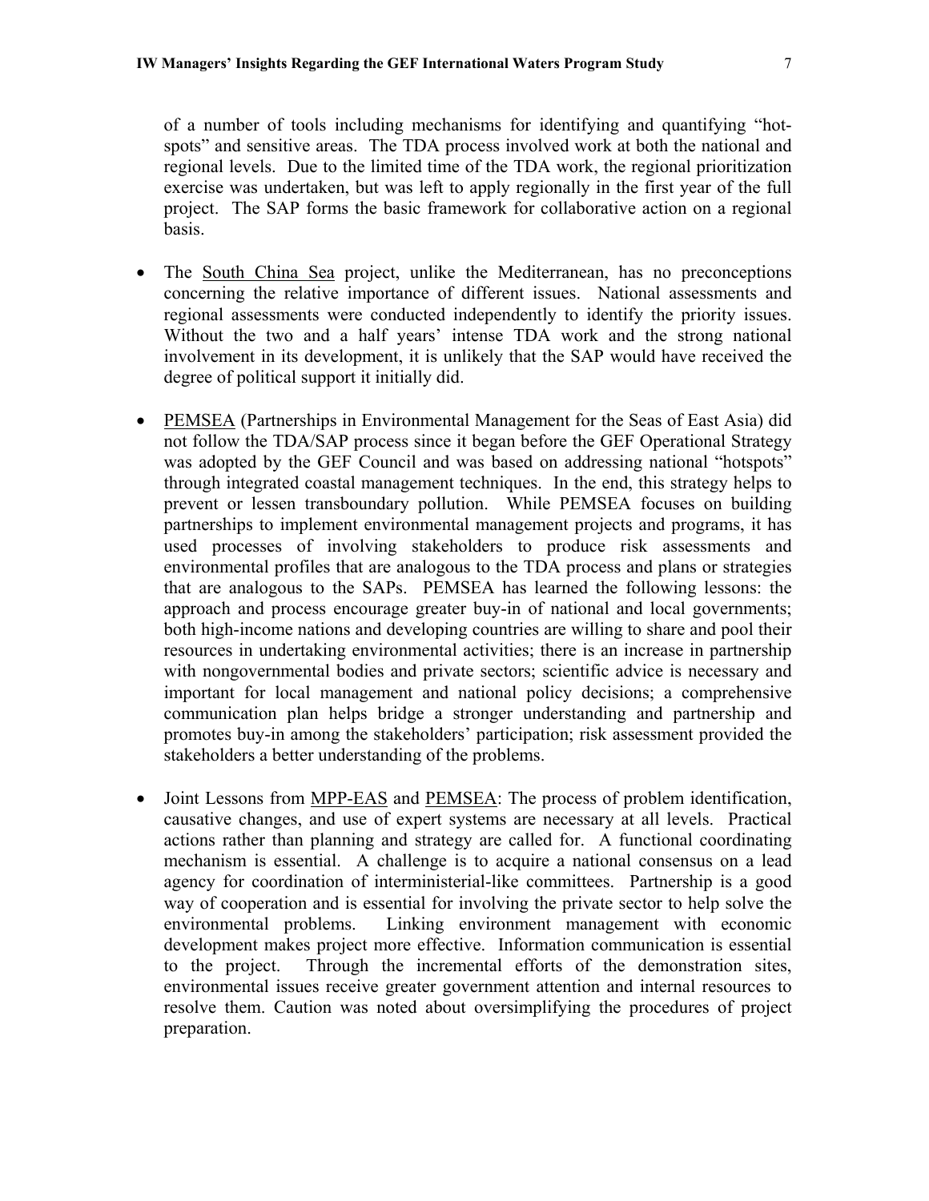of a number of tools including mechanisms for identifying and quantifying "hot-spots" and sensitive areas. The TDA process involved work at both the national and regional levels. Due to the limited time of the TDA work, the regional prioritization exercise was undertaken, but was left to apply regionally in the first year of the full project. The SAP forms the basic framework for collaborative action on a regional basis.

- The South China Sea project, unlike the Mediterranean, has no preconceptions concerning the relative importance of different issues. National assessments and regional assessments were conducted independently to identify the priority issues. Without the two and a half years' intense TDA work and the strong national involvement in its development, it is unlikely that the SAP would have received the degree of political support it initially did.

- PEMSEA (Partnerships in Environmental Management for the Seas of East Asia) did not follow the TDA/SAP process since it began before the GEF Operational Strategy was adopted by the GEF Council and was based on addressing national "hotspots" through integrated coastal management techniques. In the end, this strategy helps to prevent or lessen transboundary pollution. While PEMSEA focuses on building partnerships to implement environmental management projects and programs, it has used processes of involving stakeholders to produce risk assessments and environmental profiles that are analogous to the TDA process and plans or strategies that are analogous to the SAPs. PEMSEA has learned the following lessons: the approach and process encourage greater buy-in of national and local governments; both high-income nations and developing countries are willing to share and pool their resources in undertaking environmental activities; there is an increase in partnership with nongovernmental bodies and private sectors; scientific advice is necessary and important for local management and national policy decisions; a comprehensive communication plan helps bridge a stronger understanding and partnership and promotes buy-in among the stakeholders' participation; risk assessment provided the stakeholders a better understanding of the problems.

- Joint Lessons from MPP-EAS and PEMSEA: The process of problem identification, causative changes, and use of expert systems are necessary at all levels. Practical actions rather than planning and strategy are called for. A functional coordinating mechanism is essential. A challenge is to acquire a national consensus on a lead agency for coordination of interministerial-like committees. Partnership is a good way of cooperation and is essential for involving the private sector to help solve the environmental problems. Linking environment management with economic development makes project more effective. Information communication is essential to the project. Through the incremental efforts of the demonstration sites, environmental issues receive greater government attention and internal resources to resolve them. Caution was noted about oversimplifying the procedures of project preparation.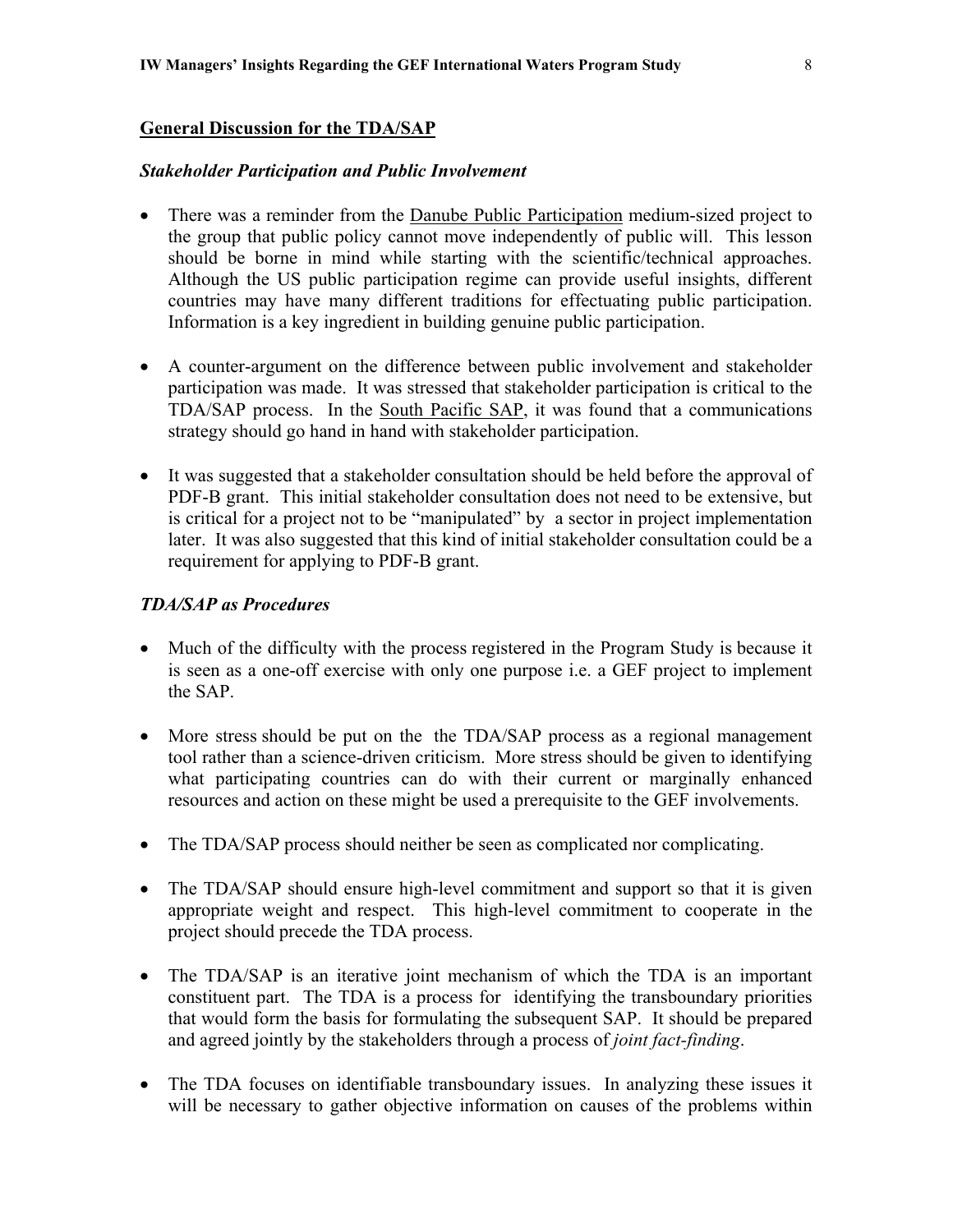## General Discussion for the TDA/SAP

### *Stakeholder Participation and Public Involvement*

- There was a reminder from the Danube Public Participation medium-sized project to the group that public policy cannot move independently of public will. This lesson should be borne in mind while starting with the scientific/technical approaches. Although the US public participation regime can provide useful insights, different countries may have many different traditions for effectuating public participation. Information is a key ingredient in building genuine public participation.

- A counter-argument on the difference between public involvement and stakeholder participation was made. It was stressed that stakeholder participation is critical to the TDA/SAP process. In the South Pacific SAP, it was found that a communications strategy should go hand in hand with stakeholder participation.

- It was suggested that a stakeholder consultation should be held before the approval of PDF-B grant. This initial stakeholder consultation does not need to be extensive, but is critical for a project not to be "manipulated" by a sector in project implementation later. It was also suggested that this kind of initial stakeholder consultation could be a requirement for applying to PDF-B grant.

### *TDA/SAP as Procedures*

- Much of the difficulty with the process registered in the Program Study is because it is seen as a one-off exercise with only one purpose i.e. a GEF project to implement the SAP.

- More stress should be put on the the TDA/SAP process as a regional management tool rather than a science-driven criticism. More stress should be given to identifying what participating countries can do with their current or marginally enhanced resources and action on these might be used a prerequisite to the GEF involvements.

- The TDA/SAP process should neither be seen as complicated nor complicating.

- The TDA/SAP should ensure high-level commitment and support so that it is given appropriate weight and respect. This high-level commitment to cooperate in the project should precede the TDA process.

- The TDA/SAP is an iterative joint mechanism of which the TDA is an important constituent part. The TDA is a process for identifying the transboundary priorities that would form the basis for formulating the subsequent SAP. It should be prepared and agreed jointly by the stakeholders through a process of *joint fact-finding*.

- The TDA focuses on identifiable transboundary issues. In analyzing these issues it will be necessary to gather objective information on causes of the problems within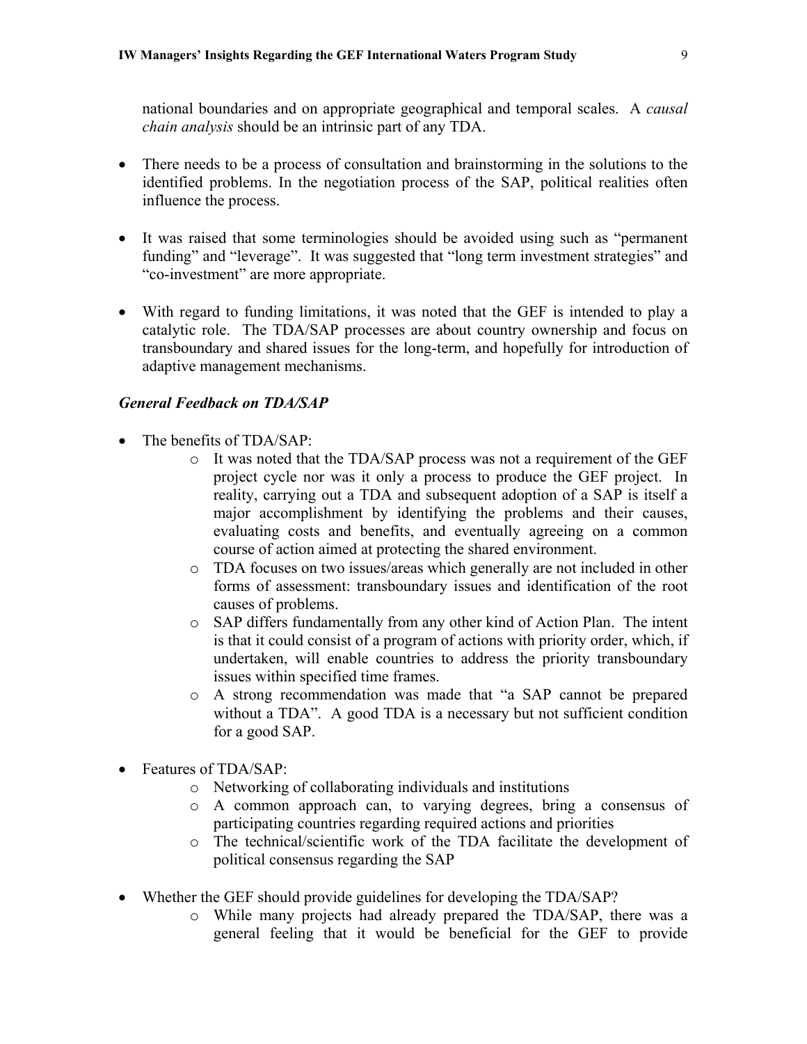national boundaries and on appropriate geographical and temporal scales. A *causal chain analysis* should be an intrinsic part of any TDA.

- There needs to be a process of consultation and brainstorming in the solutions to the identified problems. In the negotiation process of the SAP, political realities often influence the process.
- It was raised that some terminologies should be avoided using such as "permanent funding" and "leverage". It was suggested that "long term investment strategies" and "co-investment" are more appropriate.
- With regard to funding limitations, it was noted that the GEF is intended to play a catalytic role. The TDA/SAP processes are about country ownership and focus on transboundary and shared issues for the long-term, and hopefully for introduction of adaptive management mechanisms.

### *General Feedback on TDA/SAP*

- The benefits of TDA/SAP:
    - It was noted that the TDA/SAP process was not a requirement of the GEF project cycle nor was it only a process to produce the GEF project. In reality, carrying out a TDA and subsequent adoption of a SAP is itself a major accomplishment by identifying the problems and their causes, evaluating costs and benefits, and eventually agreeing on a common course of action aimed at protecting the shared environment.
    - TDA focuses on two issues/areas which generally are not included in other forms of assessment: transboundary issues and identification of the root causes of problems.
    - SAP differs fundamentally from any other kind of Action Plan. The intent is that it could consist of a program of actions with priority order, which, if undertaken, will enable countries to address the priority transboundary issues within specified time frames.
    - A strong recommendation was made that "a SAP cannot be prepared without a TDA". A good TDA is a necessary but not sufficient condition for a good SAP.
- Features of TDA/SAP:
    - Networking of collaborating individuals and institutions
    - A common approach can, to varying degrees, bring a consensus of participating countries regarding required actions and priorities
    - The technical/scientific work of the TDA facilitate the development of political consensus regarding the SAP
- Whether the GEF should provide guidelines for developing the TDA/SAP?
    - While many projects had already prepared the TDA/SAP, there was a general feeling that it would be beneficial for the GEF to provide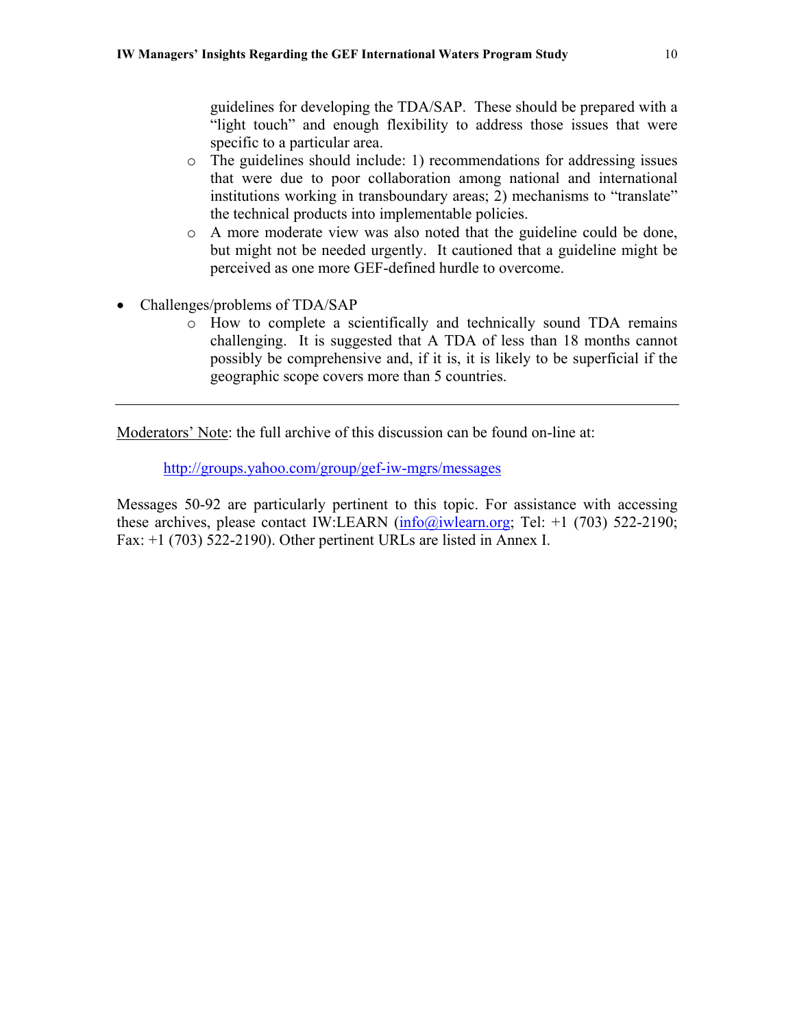guidelines for developing the TDA/SAP. These should be prepared with a "light touch" and enough flexibility to address those issues that were specific to a particular area.

  - The guidelines should include: 1) recommendations for addressing issues that were due to poor collaboration among national and international institutions working in transboundary areas; 2) mechanisms to "translate" the technical products into implementable policies.
  - A more moderate view was also noted that the guideline could be done, but might not be needed urgently. It cautioned that a guideline might be perceived as one more GEF-defined hurdle to overcome.

- Challenges/problems of TDA/SAP
  - How to complete a scientifically and technically sound TDA remains challenging. It is suggested that A TDA of less than 18 months cannot possibly be comprehensive and, if it is, it is likely to be superficial if the geographic scope covers more than 5 countries.

---

Moderators' Note: the full archive of this discussion can be found on-line at:

http://groups.yahoo.com/group/gef-iw-mgrs/messages

Messages 50-92 are particularly pertinent to this topic. For assistance with accessing these archives, please contact IW:LEARN (info@iwlearn.org; Tel: +1 (703) 522-2190; Fax: +1 (703) 522-2190). Other pertinent URLs are listed in Annex I.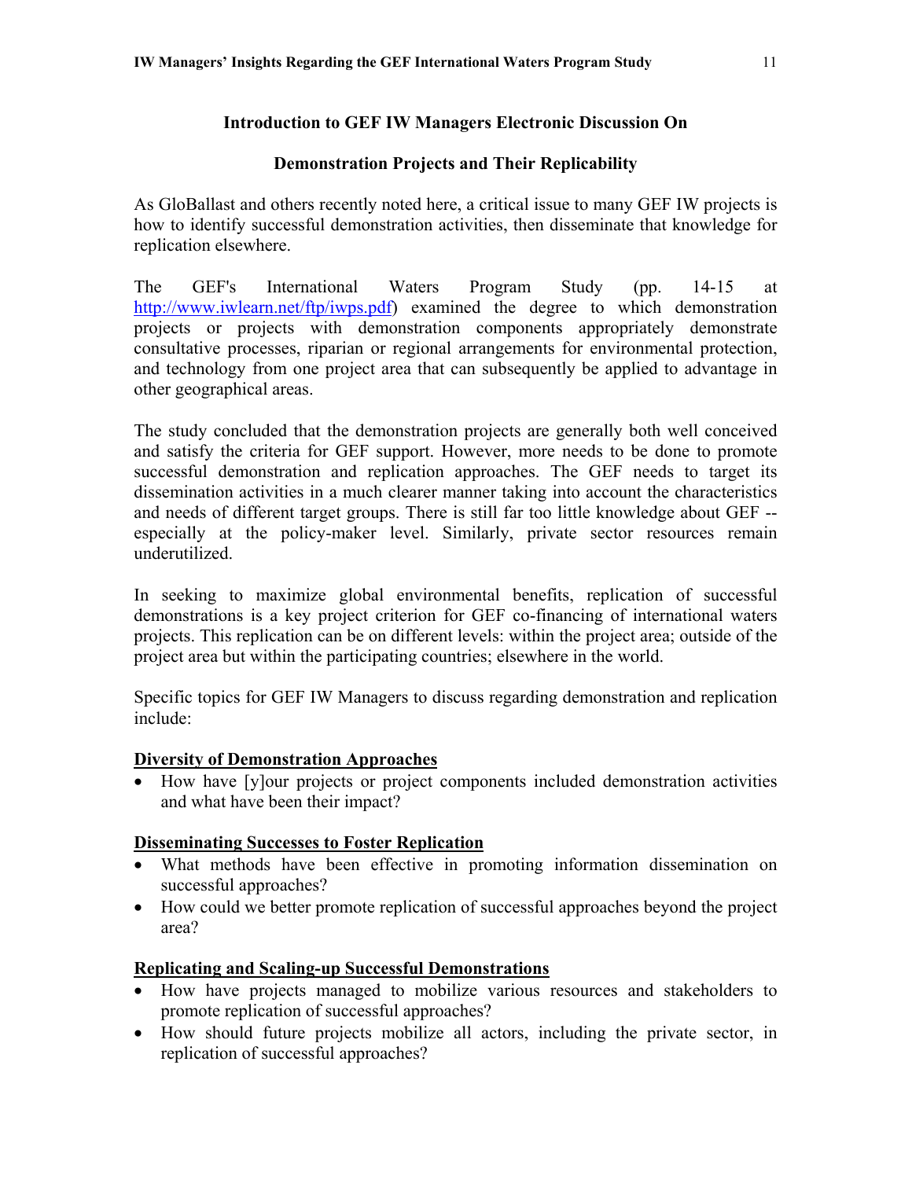## Introduction to GEF IW Managers Electronic Discussion On

## Demonstration Projects and Their Replicability

As GloBallast and others recently noted here, a critical issue to many GEF IW projects is how to identify successful demonstration activities, then disseminate that knowledge for replication elsewhere.

The GEF's International Waters Program Study (pp. 14-15 at http://www.iwlearn.net/ftp/iwps.pdf) examined the degree to which demonstration projects or projects with demonstration components appropriately demonstrate consultative processes, riparian or regional arrangements for environmental protection, and technology from one project area that can subsequently be applied to advantage in other geographical areas.

The study concluded that the demonstration projects are generally both well conceived and satisfy the criteria for GEF support. However, more needs to be done to promote successful demonstration and replication approaches. The GEF needs to target its dissemination activities in a much clearer manner taking into account the characteristics and needs of different target groups. There is still far too little knowledge about GEF -- especially at the policy-maker level. Similarly, private sector resources remain underutilized.

In seeking to maximize global environmental benefits, replication of successful demonstrations is a key project criterion for GEF co-financing of international waters projects. This replication can be on different levels: within the project area; outside of the project area but within the participating countries; elsewhere in the world.

Specific topics for GEF IW Managers to discuss regarding demonstration and replication include:

**Diversity of Demonstration Approaches**

- How have [y]our projects or project components included demonstration activities and what have been their impact?

**Disseminating Successes to Foster Replication**

- What methods have been effective in promoting information dissemination on successful approaches?
- How could we better promote replication of successful approaches beyond the project area?

**Replicating and Scaling-up Successful Demonstrations**

- How have projects managed to mobilize various resources and stakeholders to promote replication of successful approaches?
- How should future projects mobilize all actors, including the private sector, in replication of successful approaches?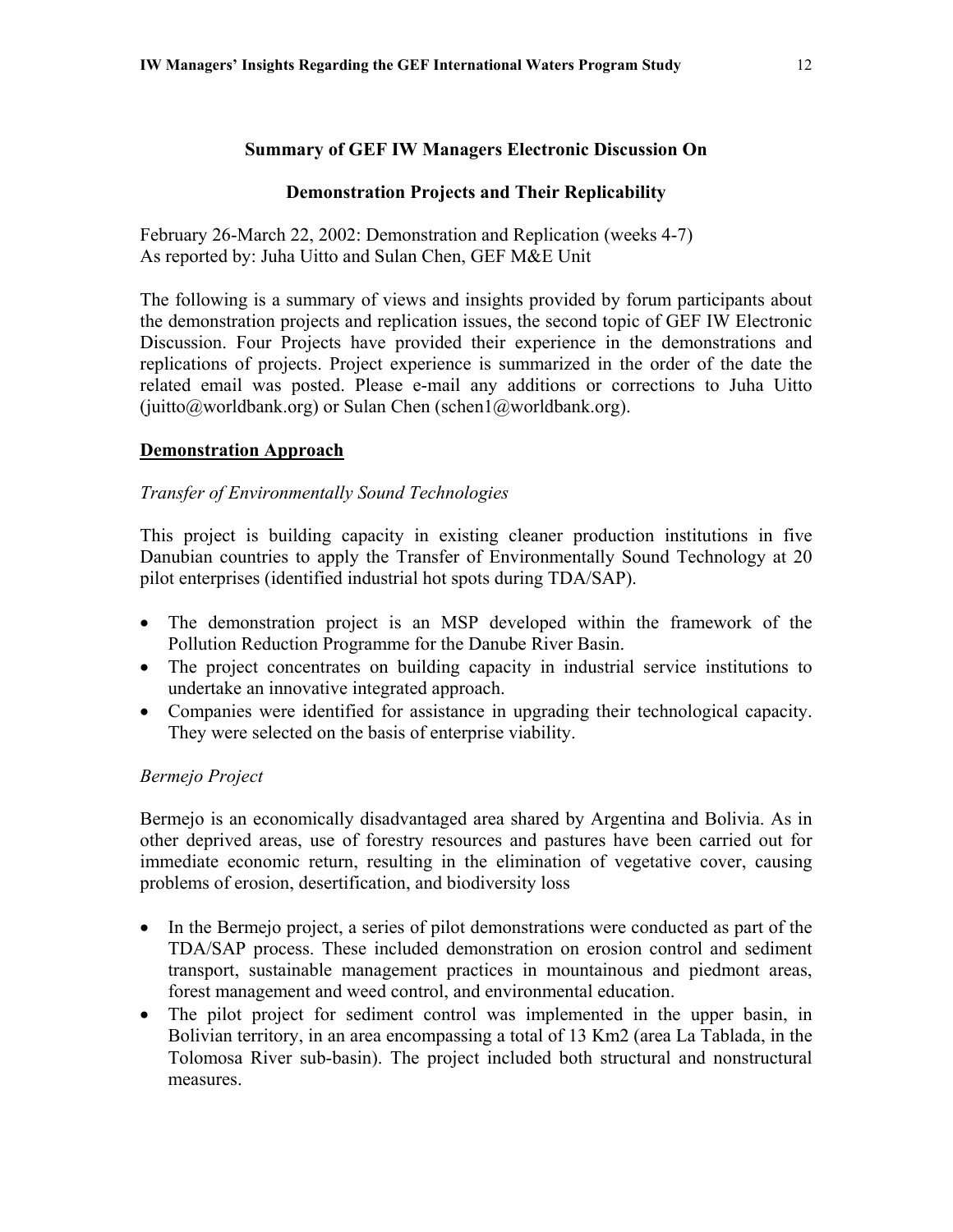**Summary of GEF IW Managers Electronic Discussion On**

**Demonstration Projects and Their Replicability**

February 26-March 22, 2002: Demonstration and Replication (weeks 4-7)
As reported by: Juha Uitto and Sulan Chen, GEF M&E Unit

The following is a summary of views and insights provided by forum participants about the demonstration projects and replication issues, the second topic of GEF IW Electronic Discussion. Four Projects have provided their experience in the demonstrations and replications of projects. Project experience is summarized in the order of the date the related email was posted. Please e-mail any additions or corrections to Juha Uitto (juitto@worldbank.org) or Sulan Chen (schen1@worldbank.org).

**Demonstration Approach**

*Transfer of Environmentally Sound Technologies*

This project is building capacity in existing cleaner production institutions in five Danubian countries to apply the Transfer of Environmentally Sound Technology at 20 pilot enterprises (identified industrial hot spots during TDA/SAP).

- The demonstration project is an MSP developed within the framework of the Pollution Reduction Programme for the Danube River Basin.
- The project concentrates on building capacity in industrial service institutions to undertake an innovative integrated approach.
- Companies were identified for assistance in upgrading their technological capacity. They were selected on the basis of enterprise viability.

*Bermejo Project*

Bermejo is an economically disadvantaged area shared by Argentina and Bolivia. As in other deprived areas, use of forestry resources and pastures have been carried out for immediate economic return, resulting in the elimination of vegetative cover, causing problems of erosion, desertification, and biodiversity loss

- In the Bermejo project, a series of pilot demonstrations were conducted as part of the TDA/SAP process. These included demonstration on erosion control and sediment transport, sustainable management practices in mountainous and piedmont areas, forest management and weed control, and environmental education.
- The pilot project for sediment control was implemented in the upper basin, in Bolivian territory, in an area encompassing a total of 13 Km2 (area La Tablada, in the Tolomosa River sub-basin). The project included both structural and nonstructural measures.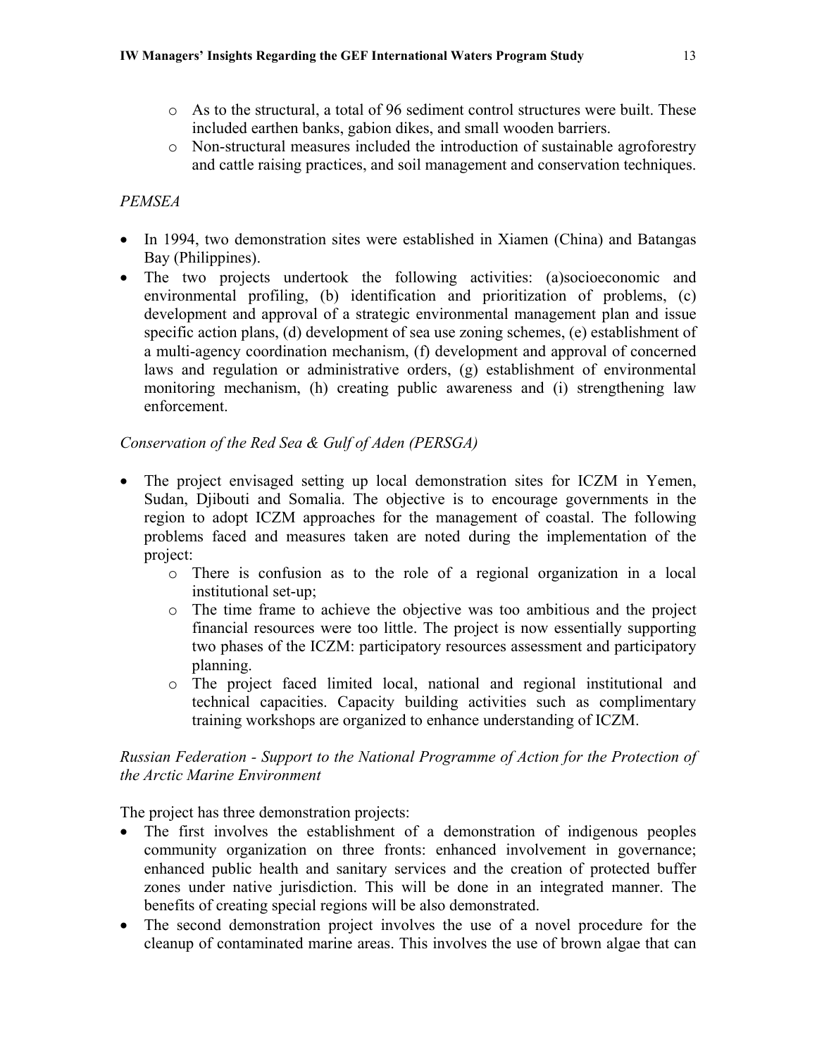- As to the structural, a total of 96 sediment control structures were built. These included earthen banks, gabion dikes, and small wooden barriers.
  - Non-structural measures included the introduction of sustainable agroforestry and cattle raising practices, and soil management and conservation techniques.

*PEMSEA*

- In 1994, two demonstration sites were established in Xiamen (China) and Batangas Bay (Philippines).
- The two projects undertook the following activities: (a)socioeconomic and environmental profiling, (b) identification and prioritization of problems, (c) development and approval of a strategic environmental management plan and issue specific action plans, (d) development of sea use zoning schemes, (e) establishment of a multi-agency coordination mechanism, (f) development and approval of concerned laws and regulation or administrative orders, (g) establishment of environmental monitoring mechanism, (h) creating public awareness and (i) strengthening law enforcement.

*Conservation of the Red Sea & Gulf of Aden (PERSGA)*

- The project envisaged setting up local demonstration sites for ICZM in Yemen, Sudan, Djibouti and Somalia. The objective is to encourage governments in the region to adopt ICZM approaches for the management of coastal. The following problems faced and measures taken are noted during the implementation of the project:
  - There is confusion as to the role of a regional organization in a local institutional set-up;
  - The time frame to achieve the objective was too ambitious and the project financial resources were too little. The project is now essentially supporting two phases of the ICZM: participatory resources assessment and participatory planning.
  - The project faced limited local, national and regional institutional and technical capacities. Capacity building activities such as complimentary training workshops are organized to enhance understanding of ICZM.

*Russian Federation - Support to the National Programme of Action for the Protection of the Arctic Marine Environment*

The project has three demonstration projects:

- The first involves the establishment of a demonstration of indigenous peoples community organization on three fronts: enhanced involvement in governance; enhanced public health and sanitary services and the creation of protected buffer zones under native jurisdiction. This will be done in an integrated manner. The benefits of creating special regions will be also demonstrated.
- The second demonstration project involves the use of a novel procedure for the cleanup of contaminated marine areas. This involves the use of brown algae that can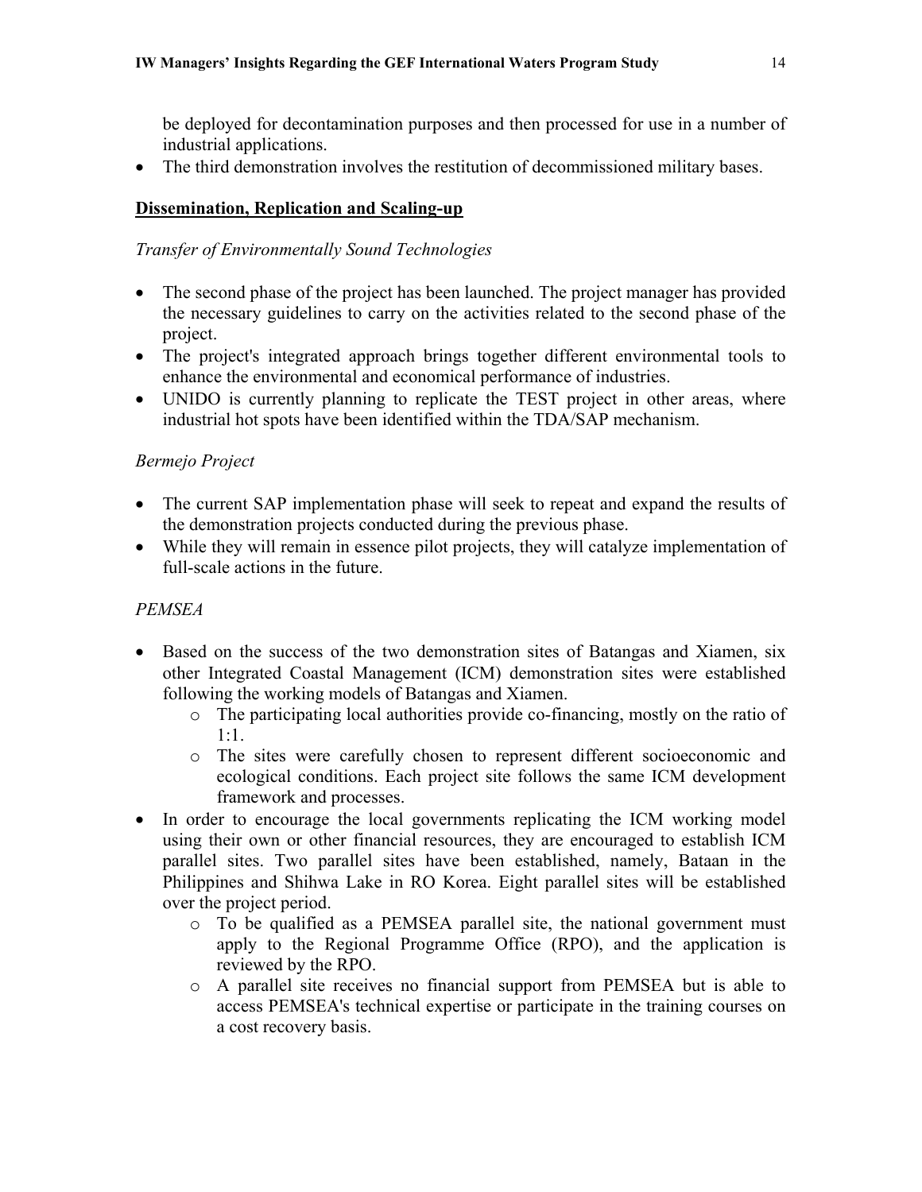be deployed for decontamination purposes and then processed for use in a number of industrial applications.

- The third demonstration involves the restitution of decommissioned military bases.

## Dissemination, Replication and Scaling-up

*Transfer of Environmentally Sound Technologies*

- The second phase of the project has been launched. The project manager has provided the necessary guidelines to carry on the activities related to the second phase of the project.
- The project's integrated approach brings together different environmental tools to enhance the environmental and economical performance of industries.
- UNIDO is currently planning to replicate the TEST project in other areas, where industrial hot spots have been identified within the TDA/SAP mechanism.

*Bermejo Project*

- The current SAP implementation phase will seek to repeat and expand the results of the demonstration projects conducted during the previous phase.
- While they will remain in essence pilot projects, they will catalyze implementation of full-scale actions in the future.

*PEMSEA*

- Based on the success of the two demonstration sites of Batangas and Xiamen, six other Integrated Coastal Management (ICM) demonstration sites were established following the working models of Batangas and Xiamen.
  - The participating local authorities provide co-financing, mostly on the ratio of 1:1.
  - The sites were carefully chosen to represent different socioeconomic and ecological conditions. Each project site follows the same ICM development framework and processes.
- In order to encourage the local governments replicating the ICM working model using their own or other financial resources, they are encouraged to establish ICM parallel sites. Two parallel sites have been established, namely, Bataan in the Philippines and Shihwa Lake in RO Korea. Eight parallel sites will be established over the project period.
  - To be qualified as a PEMSEA parallel site, the national government must apply to the Regional Programme Office (RPO), and the application is reviewed by the RPO.
  - A parallel site receives no financial support from PEMSEA but is able to access PEMSEA's technical expertise or participate in the training courses on a cost recovery basis.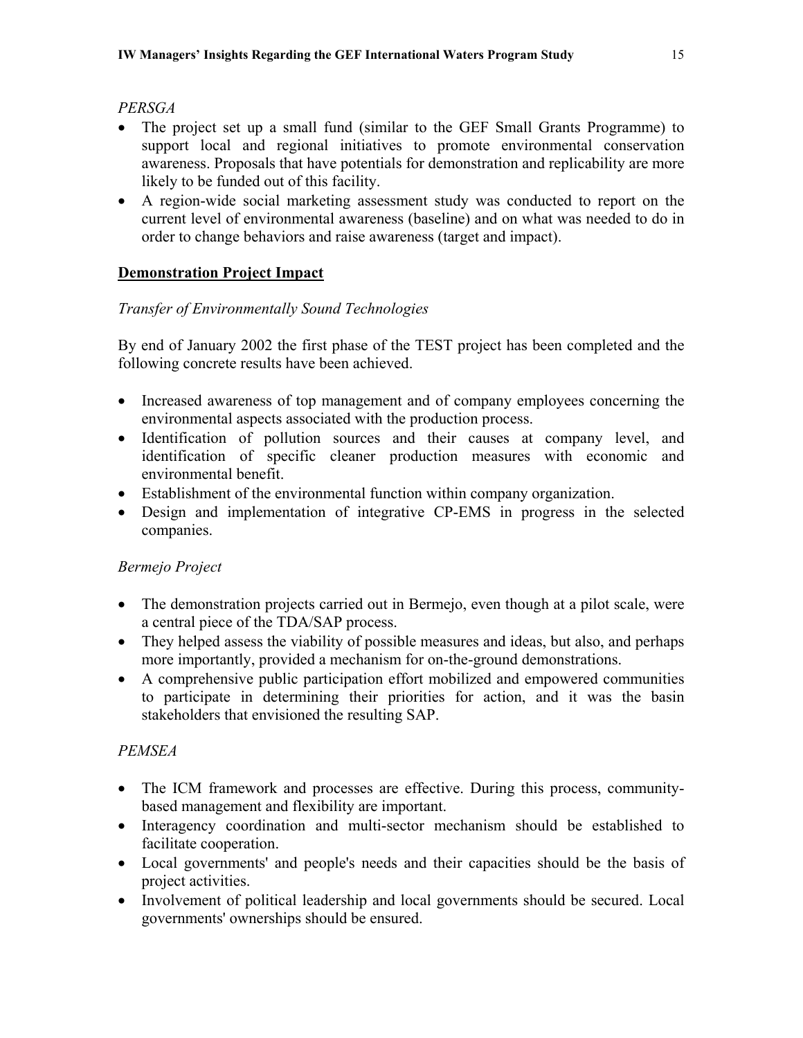*PERSGA*

- The project set up a small fund (similar to the GEF Small Grants Programme) to support local and regional initiatives to promote environmental conservation awareness. Proposals that have potentials for demonstration and replicability are more likely to be funded out of this facility.
- A region-wide social marketing assessment study was conducted to report on the current level of environmental awareness (baseline) and on what was needed to do in order to change behaviors and raise awareness (target and impact).

## **Demonstration Project Impact**

*Transfer of Environmentally Sound Technologies*

By end of January 2002 the first phase of the TEST project has been completed and the following concrete results have been achieved.

- Increased awareness of top management and of company employees concerning the environmental aspects associated with the production process.
- Identification of pollution sources and their causes at company level, and identification of specific cleaner production measures with economic and environmental benefit.
- Establishment of the environmental function within company organization.
- Design and implementation of integrative CP-EMS in progress in the selected companies.

*Bermejo Project*

- The demonstration projects carried out in Bermejo, even though at a pilot scale, were a central piece of the TDA/SAP process.
- They helped assess the viability of possible measures and ideas, but also, and perhaps more importantly, provided a mechanism for on-the-ground demonstrations.
- A comprehensive public participation effort mobilized and empowered communities to participate in determining their priorities for action, and it was the basin stakeholders that envisioned the resulting SAP.

*PEMSEA*

- The ICM framework and processes are effective. During this process, community-based management and flexibility are important.
- Interagency coordination and multi-sector mechanism should be established to facilitate cooperation.
- Local governments' and people's needs and their capacities should be the basis of project activities.
- Involvement of political leadership and local governments should be secured. Local governments' ownerships should be ensured.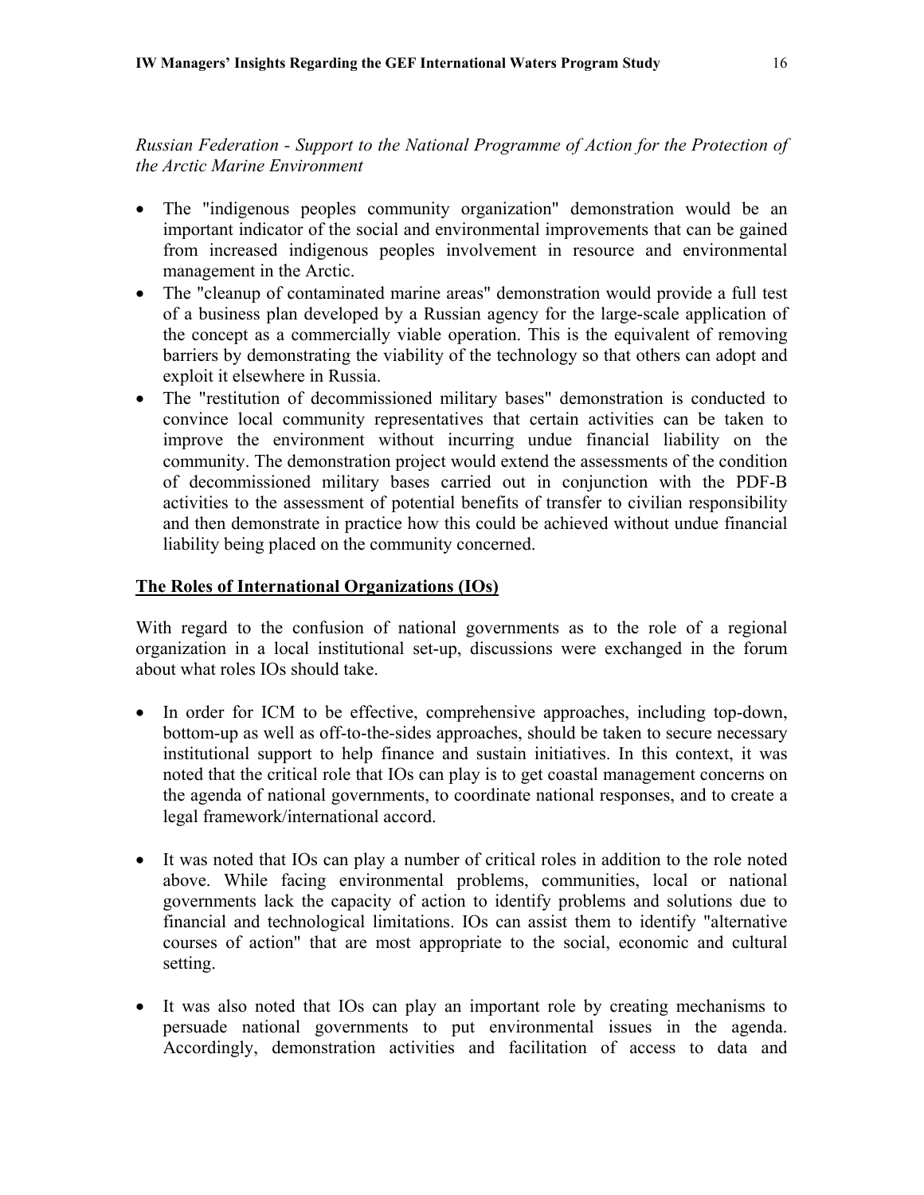*Russian Federation - Support to the National Programme of Action for the Protection of the Arctic Marine Environment*

- The "indigenous peoples community organization" demonstration would be an important indicator of the social and environmental improvements that can be gained from increased indigenous peoples involvement in resource and environmental management in the Arctic.
- The "cleanup of contaminated marine areas" demonstration would provide a full test of a business plan developed by a Russian agency for the large-scale application of the concept as a commercially viable operation. This is the equivalent of removing barriers by demonstrating the viability of the technology so that others can adopt and exploit it elsewhere in Russia.
- The "restitution of decommissioned military bases" demonstration is conducted to convince local community representatives that certain activities can be taken to improve the environment without incurring undue financial liability on the community. The demonstration project would extend the assessments of the condition of decommissioned military bases carried out in conjunction with the PDF-B activities to the assessment of potential benefits of transfer to civilian responsibility and then demonstrate in practice how this could be achieved without undue financial liability being placed on the community concerned.

## The Roles of International Organizations (IOs)

With regard to the confusion of national governments as to the role of a regional organization in a local institutional set-up, discussions were exchanged in the forum about what roles IOs should take.

- In order for ICM to be effective, comprehensive approaches, including top-down, bottom-up as well as off-to-the-sides approaches, should be taken to secure necessary institutional support to help finance and sustain initiatives. In this context, it was noted that the critical role that IOs can play is to get coastal management concerns on the agenda of national governments, to coordinate national responses, and to create a legal framework/international accord.

- It was noted that IOs can play a number of critical roles in addition to the role noted above. While facing environmental problems, communities, local or national governments lack the capacity of action to identify problems and solutions due to financial and technological limitations. IOs can assist them to identify "alternative courses of action" that are most appropriate to the social, economic and cultural setting.

- It was also noted that IOs can play an important role by creating mechanisms to persuade national governments to put environmental issues in the agenda. Accordingly, demonstration activities and facilitation of access to data and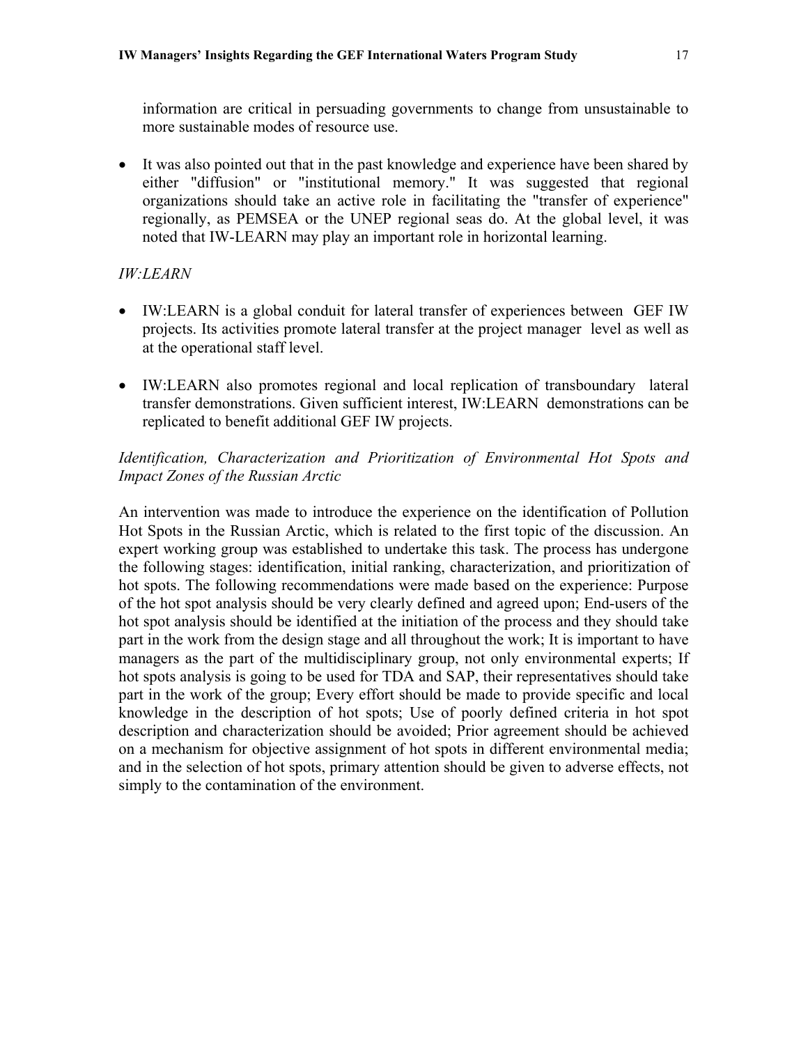information are critical in persuading governments to change from unsustainable to more sustainable modes of resource use.

- It was also pointed out that in the past knowledge and experience have been shared by either "diffusion" or "institutional memory." It was suggested that regional organizations should take an active role in facilitating the "transfer of experience" regionally, as PEMSEA or the UNEP regional seas do. At the global level, it was noted that IW-LEARN may play an important role in horizontal learning.

*IW:LEARN*

- IW:LEARN is a global conduit for lateral transfer of experiences between GEF IW projects. Its activities promote lateral transfer at the project manager level as well as at the operational staff level.
- IW:LEARN also promotes regional and local replication of transboundary lateral transfer demonstrations. Given sufficient interest, IW:LEARN demonstrations can be replicated to benefit additional GEF IW projects.

*Identification, Characterization and Prioritization of Environmental Hot Spots and Impact Zones of the Russian Arctic*

An intervention was made to introduce the experience on the identification of Pollution Hot Spots in the Russian Arctic, which is related to the first topic of the discussion. An expert working group was established to undertake this task. The process has undergone the following stages: identification, initial ranking, characterization, and prioritization of hot spots. The following recommendations were made based on the experience: Purpose of the hot spot analysis should be very clearly defined and agreed upon; End-users of the hot spot analysis should be identified at the initiation of the process and they should take part in the work from the design stage and all throughout the work; It is important to have managers as the part of the multidisciplinary group, not only environmental experts; If hot spots analysis is going to be used for TDA and SAP, their representatives should take part in the work of the group; Every effort should be made to provide specific and local knowledge in the description of hot spots; Use of poorly defined criteria in hot spot description and characterization should be avoided; Prior agreement should be achieved on a mechanism for objective assignment of hot spots in different environmental media; and in the selection of hot spots, primary attention should be given to adverse effects, not simply to the contamination of the environment.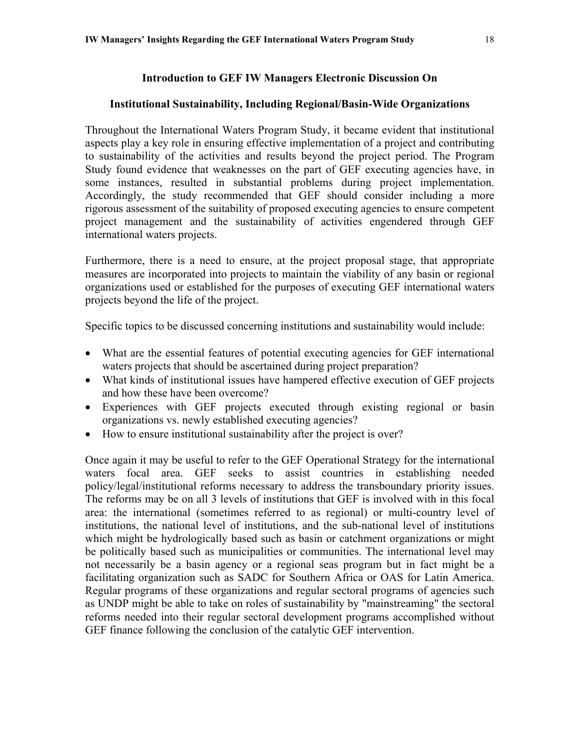## Introduction to GEF IW Managers Electronic Discussion On

## Institutional Sustainability, Including Regional/Basin-Wide Organizations

Throughout the International Waters Program Study, it became evident that institutional aspects play a key role in ensuring effective implementation of a project and contributing to sustainability of the activities and results beyond the project period. The Program Study found evidence that weaknesses on the part of GEF executing agencies have, in some instances, resulted in substantial problems during project implementation. Accordingly, the study recommended that GEF should consider including a more rigorous assessment of the suitability of proposed executing agencies to ensure competent project management and the sustainability of activities engendered through GEF international waters projects.

Furthermore, there is a need to ensure, at the project proposal stage, that appropriate measures are incorporated into projects to maintain the viability of any basin or regional organizations used or established for the purposes of executing GEF international waters projects beyond the life of the project.

Specific topics to be discussed concerning institutions and sustainability would include:

- What are the essential features of potential executing agencies for GEF international waters projects that should be ascertained during project preparation?
- What kinds of institutional issues have hampered effective execution of GEF projects and how these have been overcome?
- Experiences with GEF projects executed through existing regional or basin organizations vs. newly established executing agencies?
- How to ensure institutional sustainability after the project is over?

Once again it may be useful to refer to the GEF Operational Strategy for the international waters focal area. GEF seeks to assist countries in establishing needed policy/legal/institutional reforms necessary to address the transboundary priority issues. The reforms may be on all 3 levels of institutions that GEF is involved with in this focal area: the international (sometimes referred to as regional) or multi-country level of institutions, the national level of institutions, and the sub-national level of institutions which might be hydrologically based such as basin or catchment organizations or might be politically based such as municipalities or communities. The international level may not necessarily be a basin agency or a regional seas program but in fact might be a facilitating organization such as SADC for Southern Africa or OAS for Latin America. Regular programs of these organizations and regular sectoral programs of agencies such as UNDP might be able to take on roles of sustainability by "mainstreaming" the sectoral reforms needed into their regular sectoral development programs accomplished without GEF finance following the conclusion of the catalytic GEF intervention.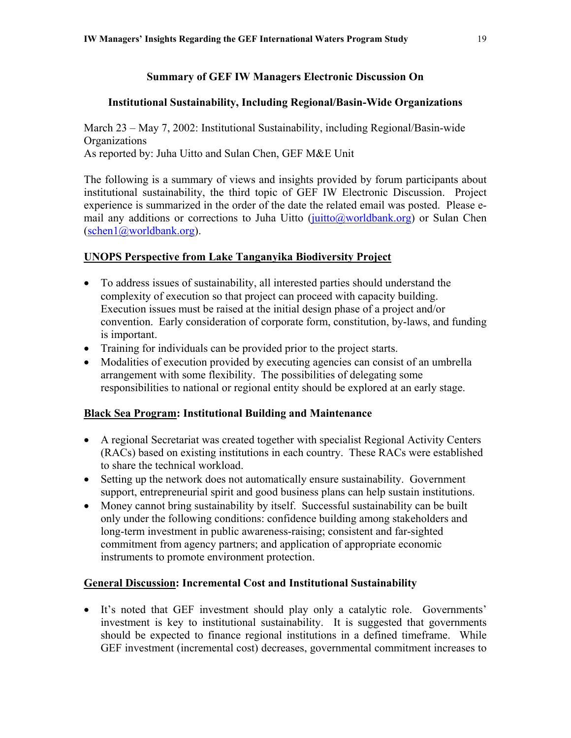### Summary of GEF IW Managers Electronic Discussion On

### Institutional Sustainability, Including Regional/Basin-Wide Organizations

March 23 – May 7, 2002: Institutional Sustainability, including Regional/Basin-wide Organizations
As reported by: Juha Uitto and Sulan Chen, GEF M&E Unit

The following is a summary of views and insights provided by forum participants about institutional sustainability, the third topic of GEF IW Electronic Discussion. Project experience is summarized in the order of the date the related email was posted. Please e-mail any additions or corrections to Juha Uitto (juitto@worldbank.org) or Sulan Chen (schen1@worldbank.org).

**UNOPS Perspective from Lake Tanganyika Biodiversity Project**

- To address issues of sustainability, all interested parties should understand the complexity of execution so that project can proceed with capacity building. Execution issues must be raised at the initial design phase of a project and/or convention. Early consideration of corporate form, constitution, by-laws, and funding is important.
- Training for individuals can be provided prior to the project starts.
- Modalities of execution provided by executing agencies can consist of an umbrella arrangement with some flexibility. The possibilities of delegating some responsibilities to national or regional entity should be explored at an early stage.

**Black Sea Program: Institutional Building and Maintenance**

- A regional Secretariat was created together with specialist Regional Activity Centers (RACs) based on existing institutions in each country. These RACs were established to share the technical workload.
- Setting up the network does not automatically ensure sustainability. Government support, entrepreneurial spirit and good business plans can help sustain institutions.
- Money cannot bring sustainability by itself. Successful sustainability can be built only under the following conditions: confidence building among stakeholders and long-term investment in public awareness-raising; consistent and far-sighted commitment from agency partners; and application of appropriate economic instruments to promote environment protection.

**General Discussion: Incremental Cost and Institutional Sustainability**

- It's noted that GEF investment should play only a catalytic role. Governments' investment is key to institutional sustainability. It is suggested that governments should be expected to finance regional institutions in a defined timeframe. While GEF investment (incremental cost) decreases, governmental commitment increases to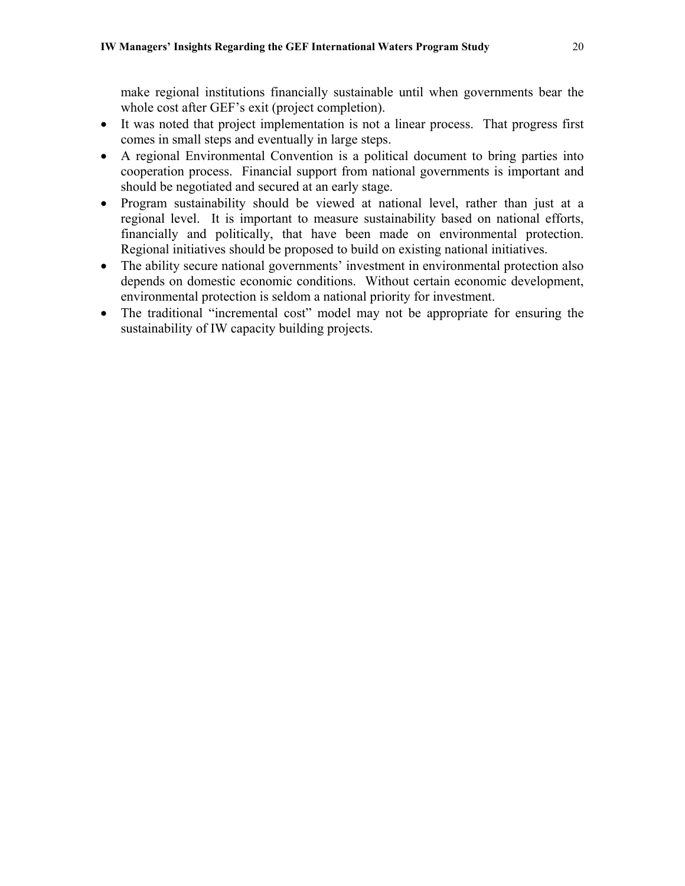make regional institutions financially sustainable until when governments bear the whole cost after GEF's exit (project completion).

- It was noted that project implementation is not a linear process. That progress first comes in small steps and eventually in large steps.
- A regional Environmental Convention is a political document to bring parties into cooperation process. Financial support from national governments is important and should be negotiated and secured at an early stage.
- Program sustainability should be viewed at national level, rather than just at a regional level. It is important to measure sustainability based on national efforts, financially and politically, that have been made on environmental protection. Regional initiatives should be proposed to build on existing national initiatives.
- The ability secure national governments' investment in environmental protection also depends on domestic economic conditions. Without certain economic development, environmental protection is seldom a national priority for investment.
- The traditional "incremental cost" model may not be appropriate for ensuring the sustainability of IW capacity building projects.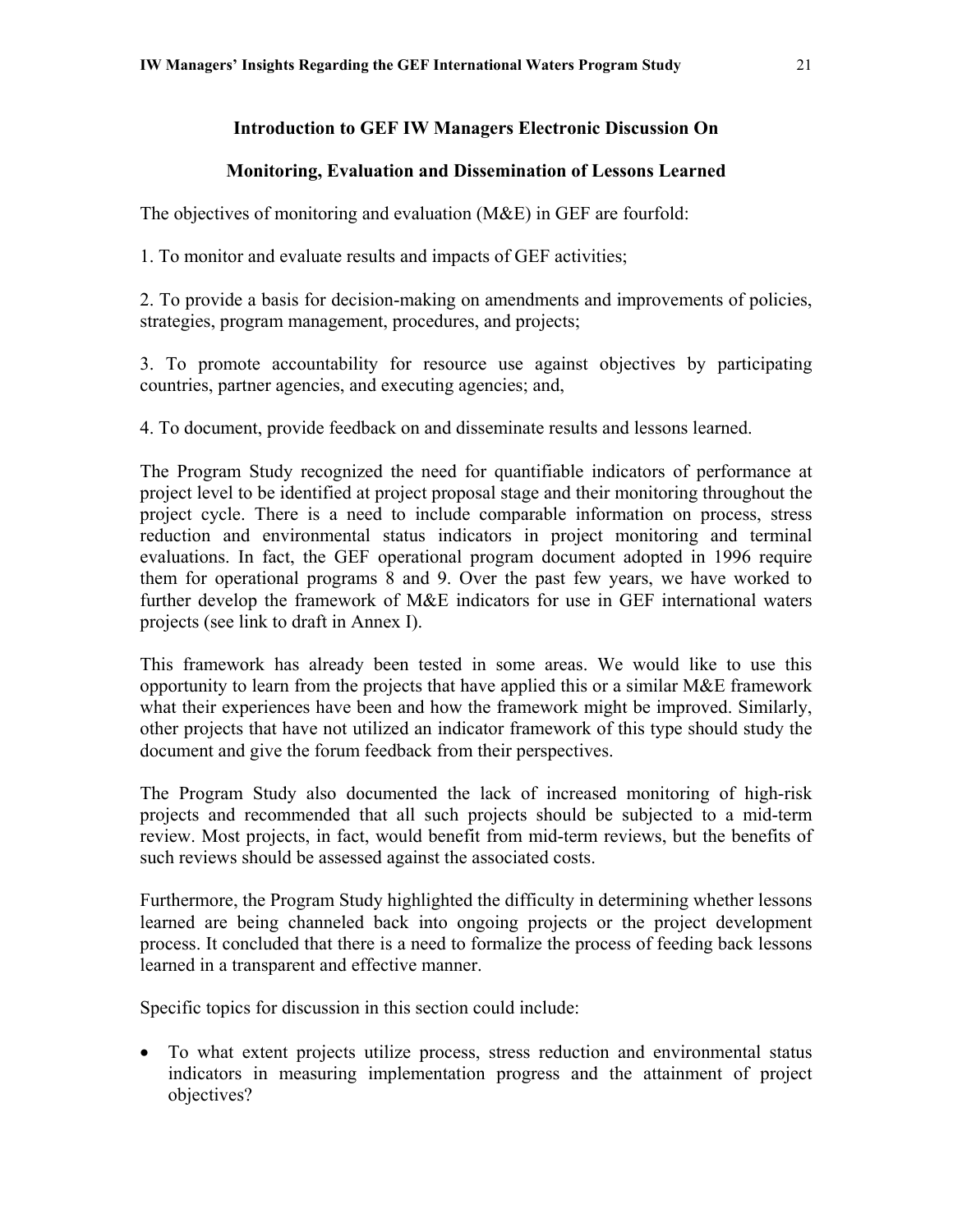## Introduction to GEF IW Managers Electronic Discussion On

## Monitoring, Evaluation and Dissemination of Lessons Learned

The objectives of monitoring and evaluation (M&E) in GEF are fourfold:

1. To monitor and evaluate results and impacts of GEF activities;

2. To provide a basis for decision-making on amendments and improvements of policies, strategies, program management, procedures, and projects;

3. To promote accountability for resource use against objectives by participating countries, partner agencies, and executing agencies; and,

4. To document, provide feedback on and disseminate results and lessons learned.

The Program Study recognized the need for quantifiable indicators of performance at project level to be identified at project proposal stage and their monitoring throughout the project cycle. There is a need to include comparable information on process, stress reduction and environmental status indicators in project monitoring and terminal evaluations. In fact, the GEF operational program document adopted in 1996 require them for operational programs 8 and 9. Over the past few years, we have worked to further develop the framework of M&E indicators for use in GEF international waters projects (see link to draft in Annex I).

This framework has already been tested in some areas. We would like to use this opportunity to learn from the projects that have applied this or a similar M&E framework what their experiences have been and how the framework might be improved. Similarly, other projects that have not utilized an indicator framework of this type should study the document and give the forum feedback from their perspectives.

The Program Study also documented the lack of increased monitoring of high-risk projects and recommended that all such projects should be subjected to a mid-term review. Most projects, in fact, would benefit from mid-term reviews, but the benefits of such reviews should be assessed against the associated costs.

Furthermore, the Program Study highlighted the difficulty in determining whether lessons learned are being channeled back into ongoing projects or the project development process. It concluded that there is a need to formalize the process of feeding back lessons learned in a transparent and effective manner.

Specific topics for discussion in this section could include:

- To what extent projects utilize process, stress reduction and environmental status indicators in measuring implementation progress and the attainment of project objectives?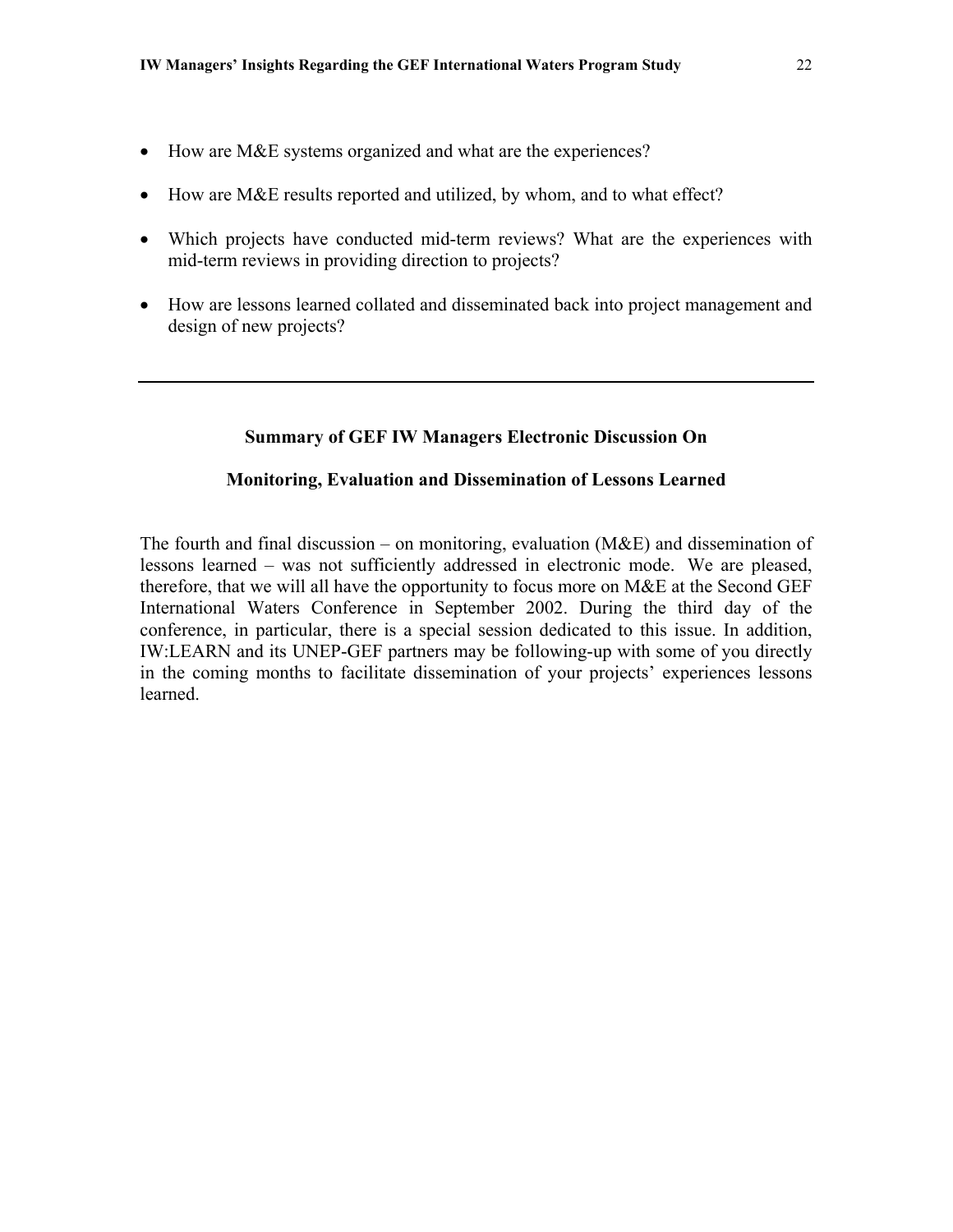- How are M&E systems organized and what are the experiences?
- How are M&E results reported and utilized, by whom, and to what effect?
- Which projects have conducted mid-term reviews? What are the experiences with mid-term reviews in providing direction to projects?
- How are lessons learned collated and disseminated back into project management and design of new projects?

---

## Summary of GEF IW Managers Electronic Discussion On

## Monitoring, Evaluation and Dissemination of Lessons Learned

The fourth and final discussion – on monitoring, evaluation (M&E) and dissemination of lessons learned – was not sufficiently addressed in electronic mode. We are pleased, therefore, that we will all have the opportunity to focus more on M&E at the Second GEF International Waters Conference in September 2002. During the third day of the conference, in particular, there is a special session dedicated to this issue. In addition, IW:LEARN and its UNEP-GEF partners may be following-up with some of you directly in the coming months to facilitate dissemination of your projects' experiences lessons learned.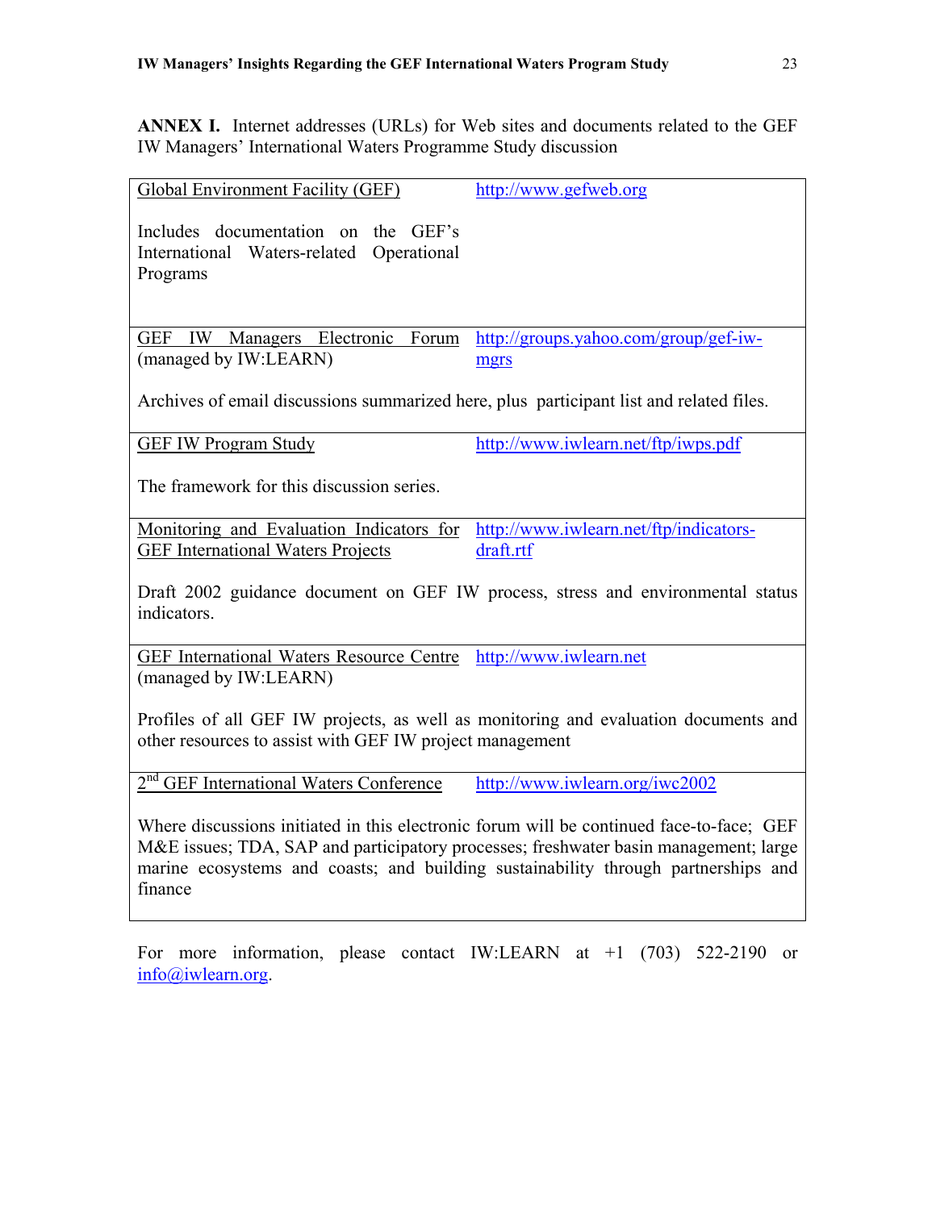**ANNEX I.** Internet addresses (URLs) for Web sites and documents related to the GEF IW Managers' International Waters Programme Study discussion

| | |
|---|---|
| Global Environment Facility (GEF)<br><br>Includes documentation on the GEF's International Waters-related Operational Programs | http://www.gefweb.org |
| GEF IW Managers Electronic Forum (managed by IW:LEARN)<br><br>Archives of email discussions summarized here, plus participant list and related files. | http://groups.yahoo.com/group/gef-iw-mgrs |
| GEF IW Program Study<br><br>The framework for this discussion series. | http://www.iwlearn.net/ftp/iwps.pdf |
| Monitoring and Evaluation Indicators for GEF International Waters Projects<br><br>Draft 2002 guidance document on GEF IW process, stress and environmental status indicators. | http://www.iwlearn.net/ftp/indicators-draft.rtf |
| GEF International Waters Resource Centre (managed by IW:LEARN)<br><br>Profiles of all GEF IW projects, as well as monitoring and evaluation documents and other resources to assist with GEF IW project management | http://www.iwlearn.net |
| 2nd GEF International Waters Conference<br><br>Where discussions initiated in this electronic forum will be continued face-to-face; GEF M&E issues; TDA, SAP and participatory processes; freshwater basin management; large marine ecosystems and coasts; and building sustainability through partnerships and finance | http://www.iwlearn.org/iwc2002 |

For more information, please contact IW:LEARN at +1 (703) 522-2190 or info@iwlearn.org.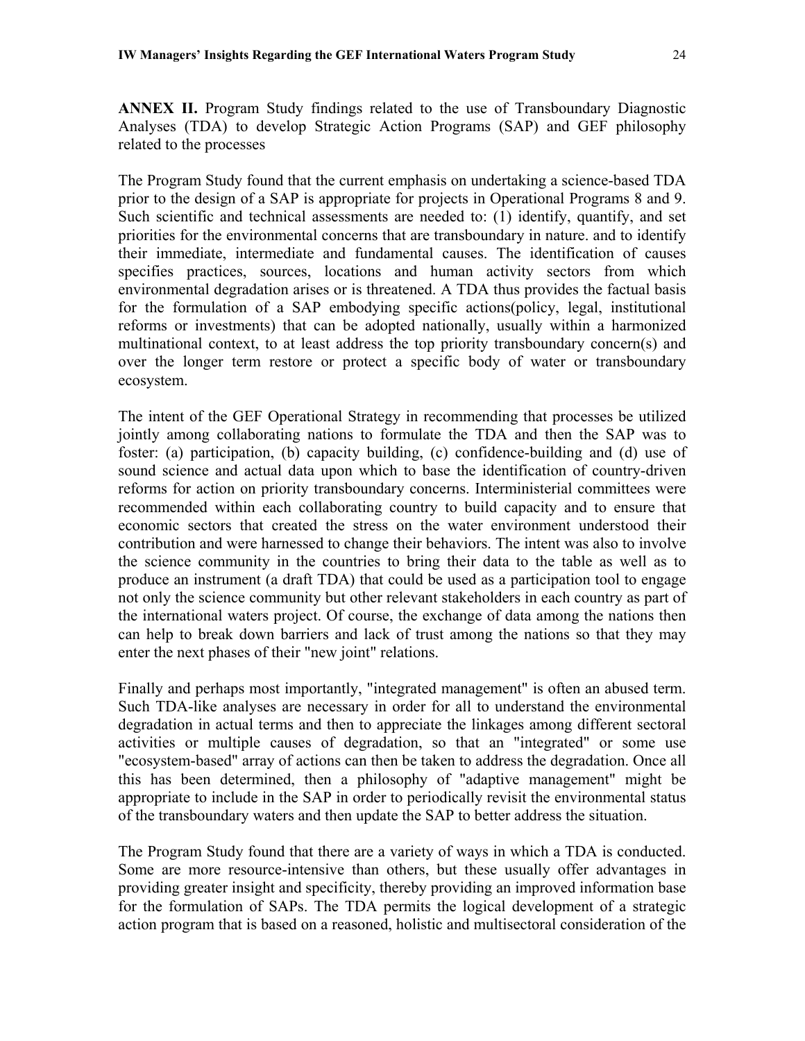**ANNEX II.** Program Study findings related to the use of Transboundary Diagnostic Analyses (TDA) to develop Strategic Action Programs (SAP) and GEF philosophy related to the processes

The Program Study found that the current emphasis on undertaking a science-based TDA prior to the design of a SAP is appropriate for projects in Operational Programs 8 and 9. Such scientific and technical assessments are needed to: (1) identify, quantify, and set priorities for the environmental concerns that are transboundary in nature. and to identify their immediate, intermediate and fundamental causes. The identification of causes specifies practices, sources, locations and human activity sectors from which environmental degradation arises or is threatened. A TDA thus provides the factual basis for the formulation of a SAP embodying specific actions(policy, legal, institutional reforms or investments) that can be adopted nationally, usually within a harmonized multinational context, to at least address the top priority transboundary concern(s) and over the longer term restore or protect a specific body of water or transboundary ecosystem.

The intent of the GEF Operational Strategy in recommending that processes be utilized jointly among collaborating nations to formulate the TDA and then the SAP was to foster: (a) participation, (b) capacity building, (c) confidence-building and (d) use of sound science and actual data upon which to base the identification of country-driven reforms for action on priority transboundary concerns. Interministerial committees were recommended within each collaborating country to build capacity and to ensure that economic sectors that created the stress on the water environment understood their contribution and were harnessed to change their behaviors. The intent was also to involve the science community in the countries to bring their data to the table as well as to produce an instrument (a draft TDA) that could be used as a participation tool to engage not only the science community but other relevant stakeholders in each country as part of the international waters project. Of course, the exchange of data among the nations then can help to break down barriers and lack of trust among the nations so that they may enter the next phases of their "new joint" relations.

Finally and perhaps most importantly, "integrated management" is often an abused term. Such TDA-like analyses are necessary in order for all to understand the environmental degradation in actual terms and then to appreciate the linkages among different sectoral activities or multiple causes of degradation, so that an "integrated" or some use "ecosystem-based" array of actions can then be taken to address the degradation. Once all this has been determined, then a philosophy of "adaptive management" might be appropriate to include in the SAP in order to periodically revisit the environmental status of the transboundary waters and then update the SAP to better address the situation.

The Program Study found that there are a variety of ways in which a TDA is conducted. Some are more resource-intensive than others, but these usually offer advantages in providing greater insight and specificity, thereby providing an improved information base for the formulation of SAPs. The TDA permits the logical development of a strategic action program that is based on a reasoned, holistic and multisectoral consideration of the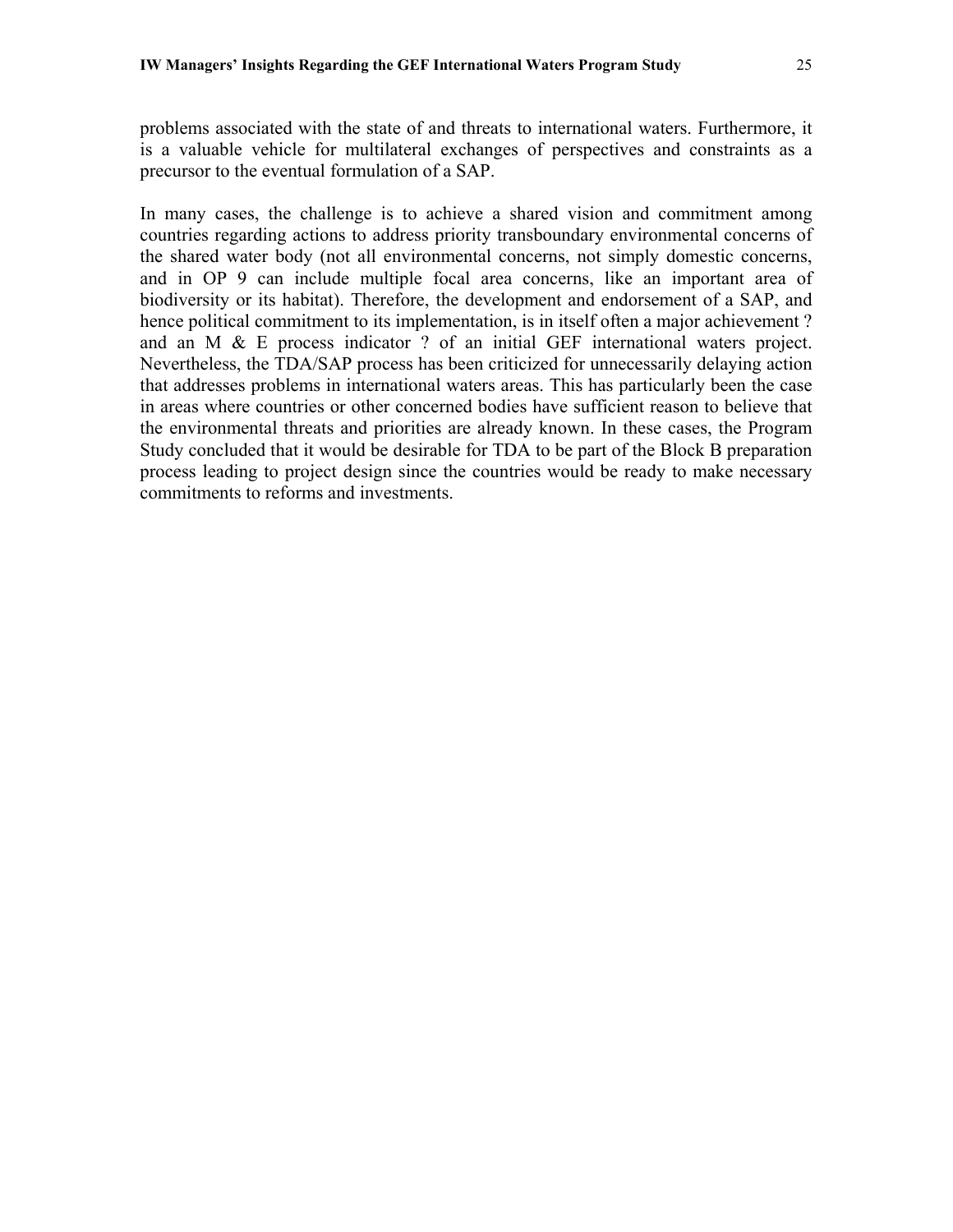problems associated with the state of and threats to international waters. Furthermore, it is a valuable vehicle for multilateral exchanges of perspectives and constraints as a precursor to the eventual formulation of a SAP.

In many cases, the challenge is to achieve a shared vision and commitment among countries regarding actions to address priority transboundary environmental concerns of the shared water body (not all environmental concerns, not simply domestic concerns, and in OP 9 can include multiple focal area concerns, like an important area of biodiversity or its habitat). Therefore, the development and endorsement of a SAP, and hence political commitment to its implementation, is in itself often a major achievement ? and an M & E process indicator ? of an initial GEF international waters project. Nevertheless, the TDA/SAP process has been criticized for unnecessarily delaying action that addresses problems in international waters areas. This has particularly been the case in areas where countries or other concerned bodies have sufficient reason to believe that the environmental threats and priorities are already known. In these cases, the Program Study concluded that it would be desirable for TDA to be part of the Block B preparation process leading to project design since the countries would be ready to make necessary commitments to reforms and investments.